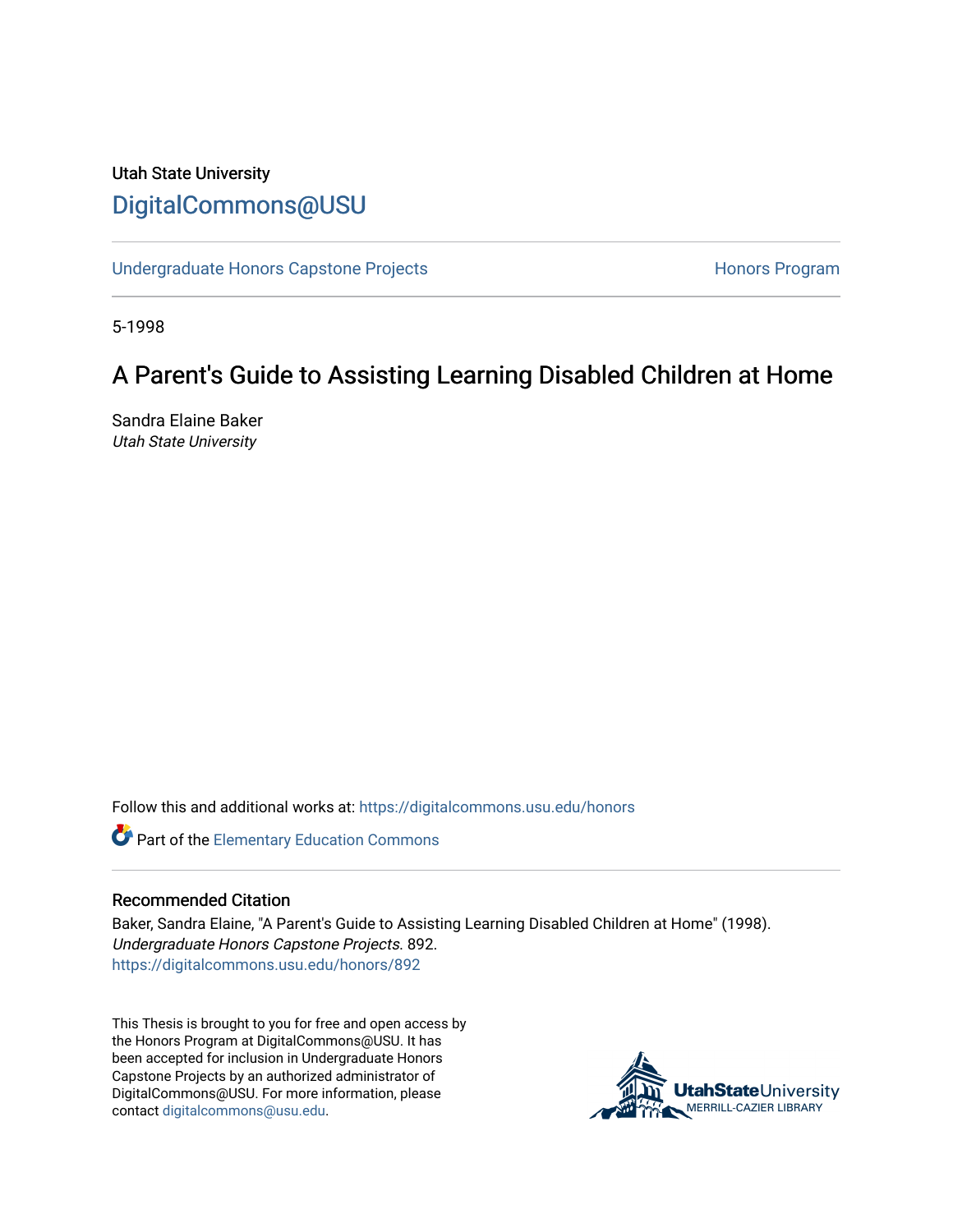Utah State University

# DigitalCommons@USU

Undergraduate Honors Capstone Projects | Honors Program

5-1998

## A Parent's Guide to Assisting Learning Disabled Children at Home

Sandra Elaine Baker
*Utah State University*

Follow this and additional works at: https://digitalcommons.usu.edu/honors

Part of the Elementary Education Commons

### Recommended Citation

Baker, Sandra Elaine, "A Parent's Guide to Assisting Learning Disabled Children at Home" (1998). *Undergraduate Honors Capstone Projects*. 892.
https://digitalcommons.usu.edu/honors/892

This Thesis is brought to you for free and open access by the Honors Program at DigitalCommons@USU. It has been accepted for inclusion in Undergraduate Honors Capstone Projects by an authorized administrator of DigitalCommons@USU. For more information, please contact digitalcommons@usu.edu.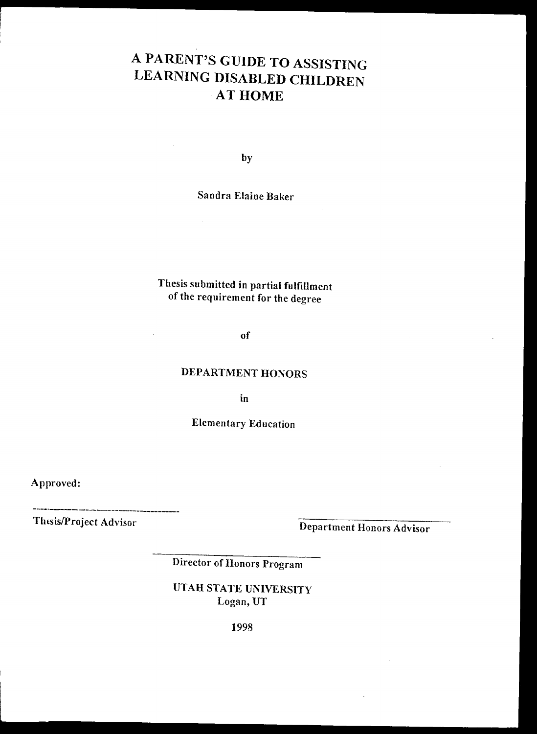# A PARENT'S GUIDE TO ASSISTING LEARNING DISABLED CHILDREN AT HOME

by

Sandra Elaine Baker

Thesis submitted in partial fulfillment of the requirement for the degree

of

DEPARTMENT HONORS

in

Elementary Education

Approved:

Thesis/Project Advisor

Department Honors Advisor

Director of Honors Program

UTAH STATE UNIVERSITY
Logan, UT

1998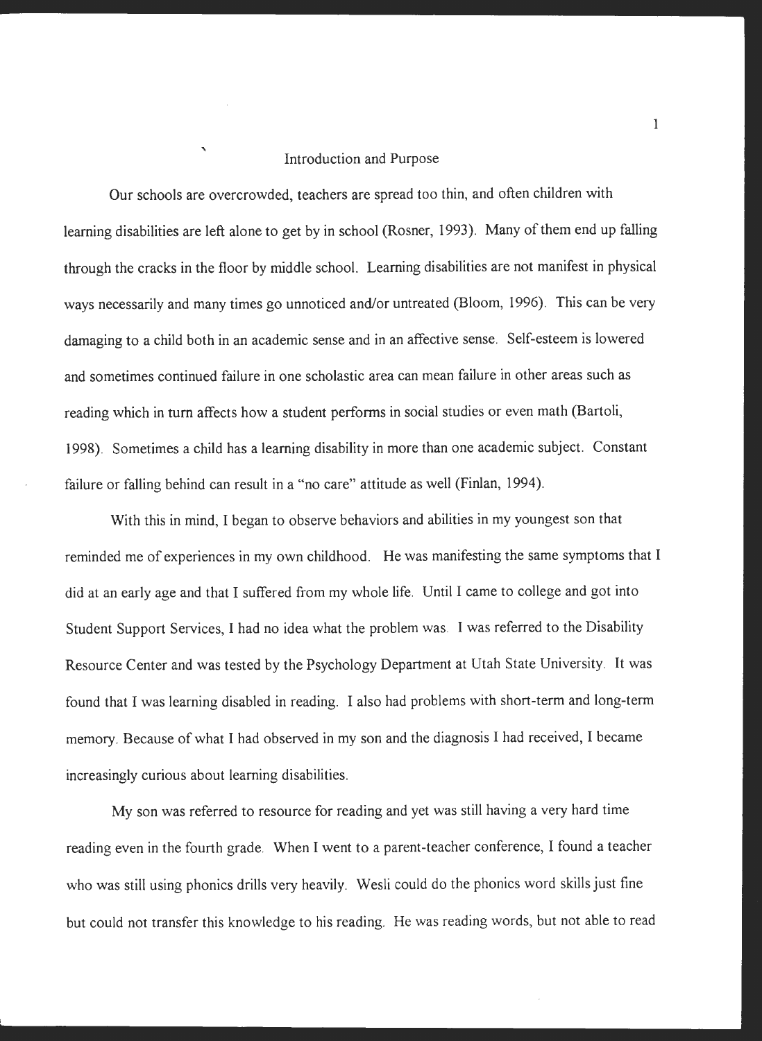## Introduction and Purpose

Our schools are overcrowded, teachers are spread too thin, and often children with learning disabilities are left alone to get by in school (Rosner, 1993). Many of them end up falling through the cracks in the floor by middle school. Learning disabilities are not manifest in physical ways necessarily and many times go unnoticed and/or untreated (Bloom, 1996). This can be very damaging to a child both in an academic sense and in an affective sense. Self-esteem is lowered and sometimes continued failure in one scholastic area can mean failure in other areas such as reading which in turn affects how a student performs in social studies or even math (Bartoli, 1998). Sometimes a child has a learning disability in more than one academic subject. Constant failure or falling behind can result in a "no care" attitude as well (Finlan, 1994).

With this in mind, I began to observe behaviors and abilities in my youngest son that reminded me of experiences in my own childhood. He was manifesting the same symptoms that I did at an early age and that I suffered from my whole life. Until I came to college and got into Student Support Services, I had no idea what the problem was. I was referred to the Disability Resource Center and was tested by the Psychology Department at Utah State University. It was found that I was learning disabled in reading. I also had problems with short-term and long-term memory. Because of what I had observed in my son and the diagnosis I had received, I became increasingly curious about learning disabilities.

My son was referred to resource for reading and yet was still having a very hard time reading even in the fourth grade. When I went to a parent-teacher conference, I found a teacher who was still using phonics drills very heavily. Wesli could do the phonics word skills just fine but could not transfer this knowledge to his reading. He was reading words, but not able to read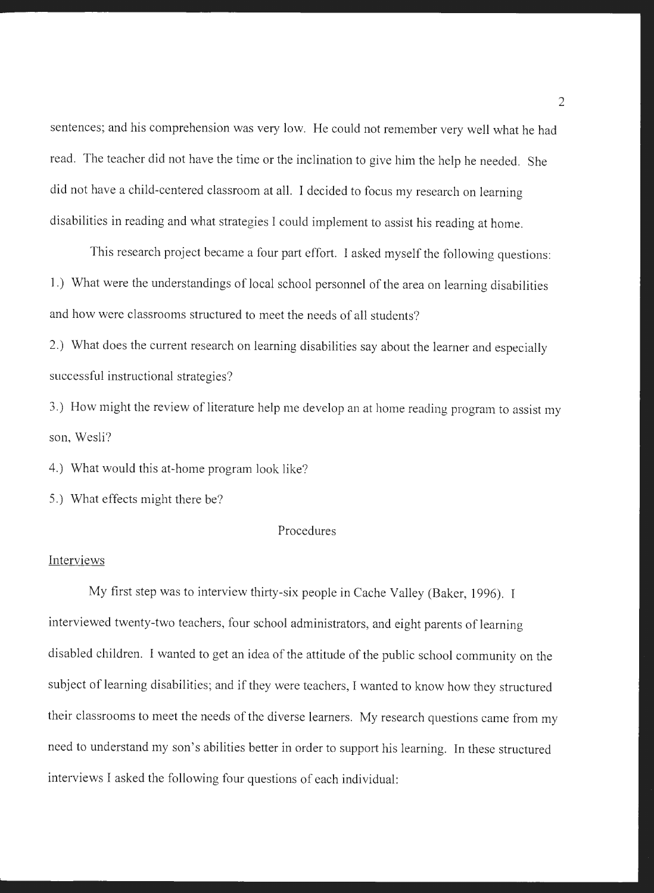sentences; and his comprehension was very low. He could not remember very well what he had read. The teacher did not have the time or the inclination to give him the help he needed. She did not have a child-centered classroom at all. I decided to focus my research on learning disabilities in reading and what strategies I could implement to assist his reading at home.

This research project became a four part effort. I asked myself the following questions:

1.) What were the understandings of local school personnel of the area on learning disabilities and how were classrooms structured to meet the needs of all students?

2.) What does the current research on learning disabilities say about the learner and especially successful instructional strategies?

3.) How might the review of literature help me develop an at home reading program to assist my son, Wesli?

4.) What would this at-home program look like?

5.) What effects might there be?

## Procedures

### Interviews

My first step was to interview thirty-six people in Cache Valley (Baker, 1996). I interviewed twenty-two teachers, four school administrators, and eight parents of learning disabled children. I wanted to get an idea of the attitude of the public school community on the subject of learning disabilities; and if they were teachers, I wanted to know how they structured their classrooms to meet the needs of the diverse learners. My research questions came from my need to understand my son's abilities better in order to support his learning. In these structured interviews I asked the following four questions of each individual: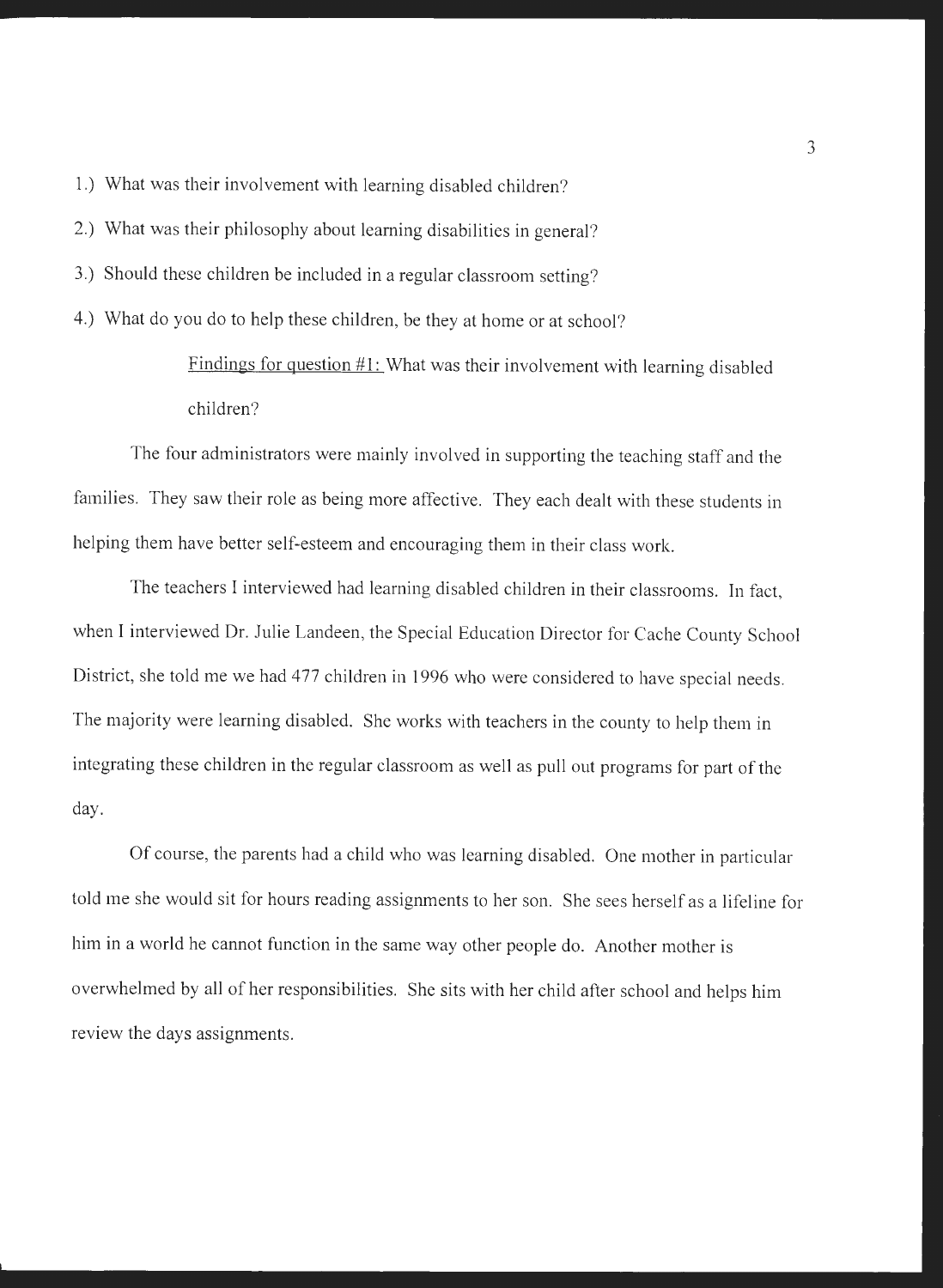1.) What was their involvement with learning disabled children?

2.) What was their philosophy about learning disabilities in general?

3.) Should these children be included in a regular classroom setting?

4.) What do you do to help these children, be they at home or at school?

Findings for question #1: What was their involvement with learning disabled children?

The four administrators were mainly involved in supporting the teaching staff and the families. They saw their role as being more affective. They each dealt with these students in helping them have better self-esteem and encouraging them in their class work.

The teachers I interviewed had learning disabled children in their classrooms. In fact, when I interviewed Dr. Julie Landeen, the Special Education Director for Cache County School District, she told me we had 477 children in 1996 who were considered to have special needs. The majority were learning disabled. She works with teachers in the county to help them in integrating these children in the regular classroom as well as pull out programs for part of the day.

Of course, the parents had a child who was learning disabled. One mother in particular told me she would sit for hours reading assignments to her son. She sees herself as a lifeline for him in a world he cannot function in the same way other people do. Another mother is overwhelmed by all of her responsibilities. She sits with her child after school and helps him review the days assignments.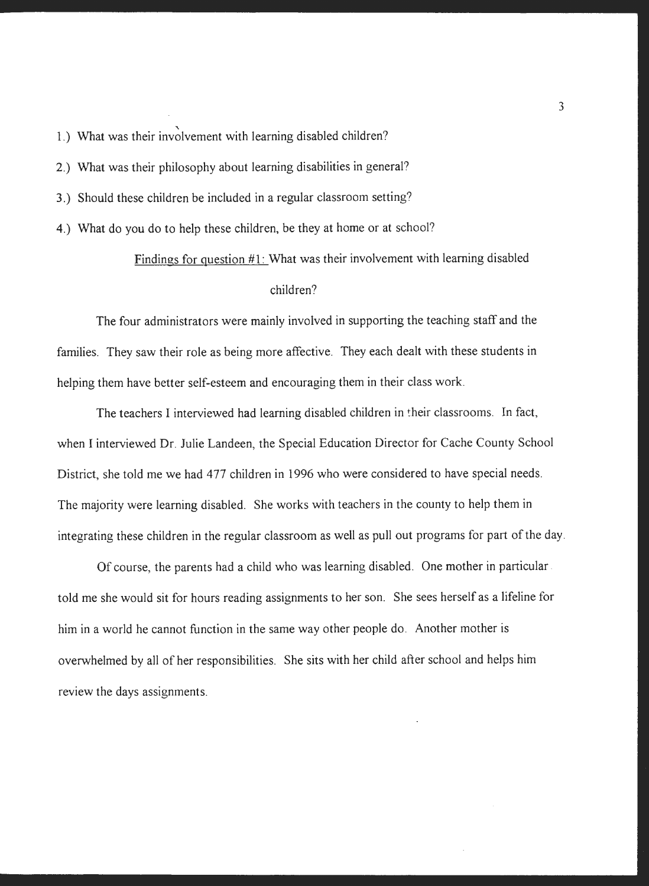1.) What was their involvement with learning disabled children?

2.) What was their philosophy about learning disabilities in general?

3.) Should these children be included in a regular classroom setting?

4.) What do you do to help these children, be they at home or at school?

<u>Findings for question #1:</u> What was their involvement with learning disabled children?

The four administrators were mainly involved in supporting the teaching staff and the families. They saw their role as being more affective. They each dealt with these students in helping them have better self-esteem and encouraging them in their class work.

The teachers I interviewed had learning disabled children in their classrooms. In fact, when I interviewed Dr. Julie Landeen, the Special Education Director for Cache County School District, she told me we had 477 children in 1996 who were considered to have special needs. The majority were learning disabled. She works with teachers in the county to help them in integrating these children in the regular classroom as well as pull out programs for part of the day.

Of course, the parents had a child who was learning disabled. One mother in particular told me she would sit for hours reading assignments to her son. She sees herself as a lifeline for him in a world he cannot function in the same way other people do. Another mother is overwhelmed by all of her responsibilities. She sits with her child after school and helps him review the days assignments.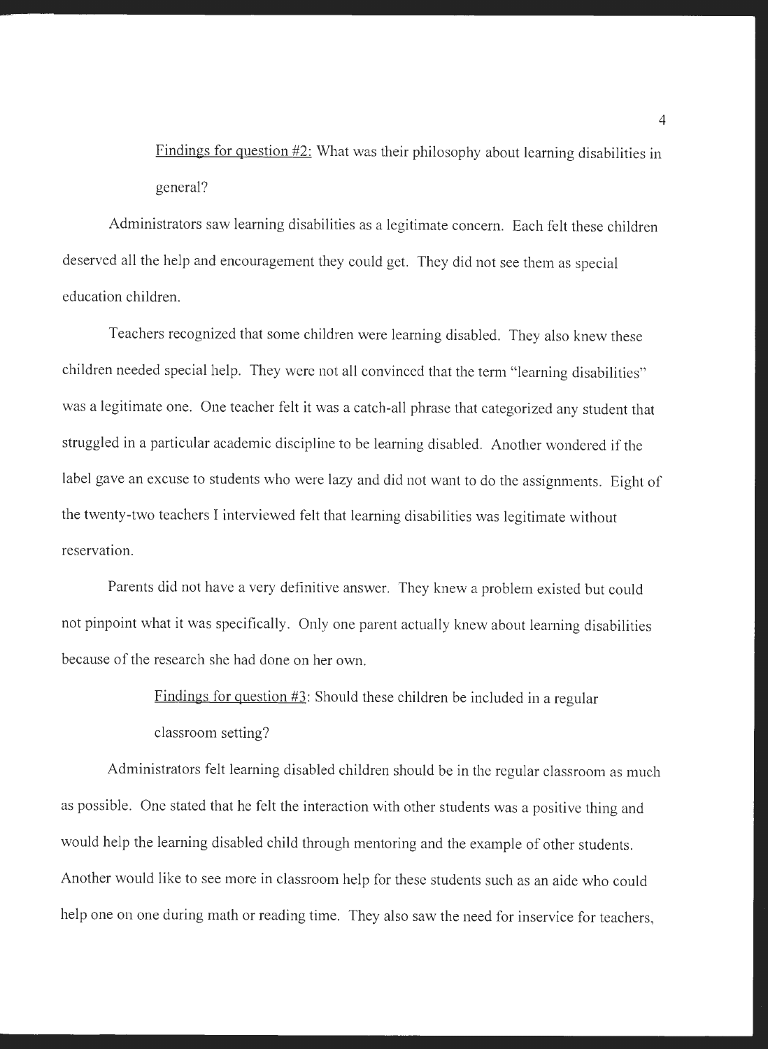<u>Findings for question #2:</u> What was their philosophy about learning disabilities in general?

Administrators saw learning disabilities as a legitimate concern. Each felt these children deserved all the help and encouragement they could get. They did not see them as special education children.

Teachers recognized that some children were learning disabled. They also knew these children needed special help. They were not all convinced that the term "learning disabilities" was a legitimate one. One teacher felt it was a catch-all phrase that categorized any student that struggled in a particular academic discipline to be learning disabled. Another wondered if the label gave an excuse to students who were lazy and did not want to do the assignments. Eight of the twenty-two teachers I interviewed felt that learning disabilities was legitimate without reservation.

Parents did not have a very definitive answer. They knew a problem existed but could not pinpoint what it was specifically. Only one parent actually knew about learning disabilities because of the research she had done on her own.

<u>Findings for question #3</u>: Should these children be included in a regular classroom setting?

Administrators felt learning disabled children should be in the regular classroom as much as possible. One stated that he felt the interaction with other students was a positive thing and would help the learning disabled child through mentoring and the example of other students. Another would like to see more in classroom help for these students such as an aide who could help one on one during math or reading time. They also saw the need for inservice for teachers,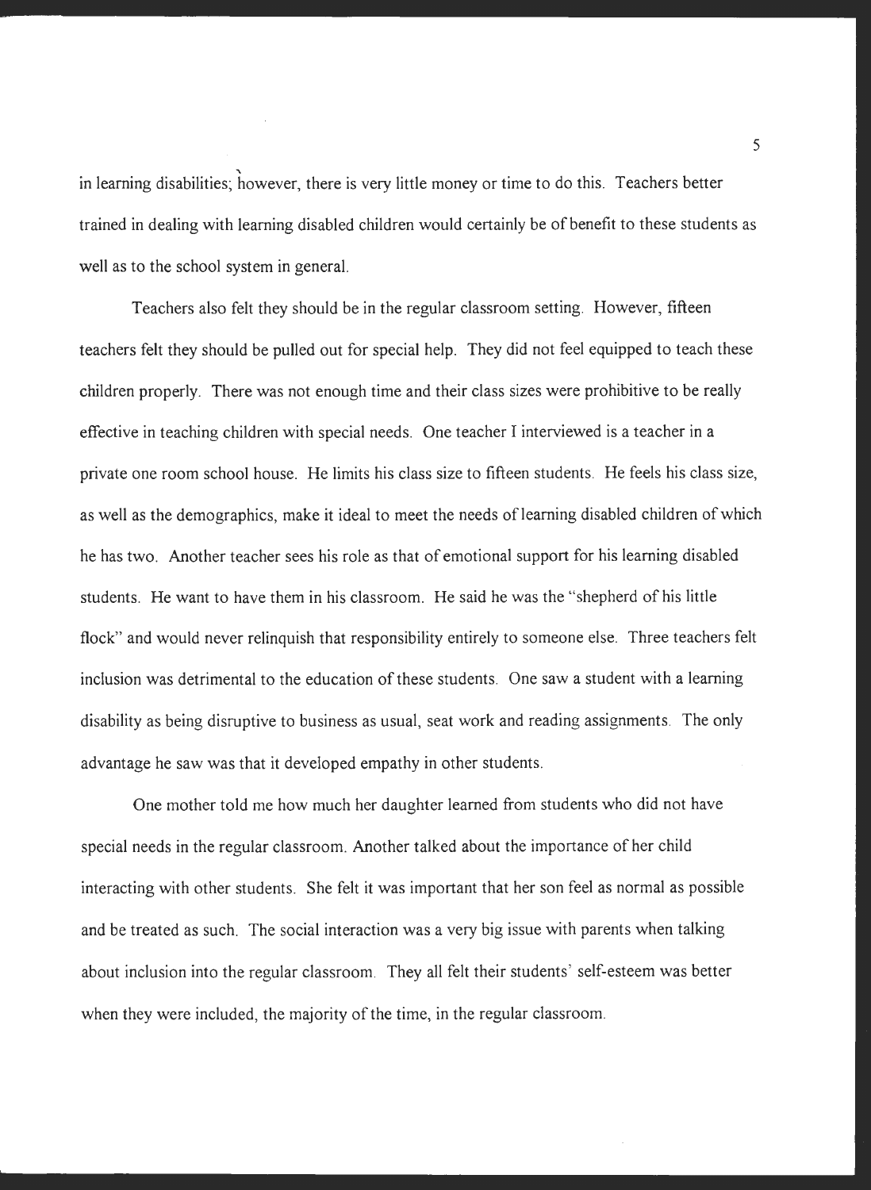in learning disabilities; however, there is very little money or time to do this. Teachers better trained in dealing with learning disabled children would certainly be of benefit to these students as well as to the school system in general.

Teachers also felt they should be in the regular classroom setting. However, fifteen teachers felt they should be pulled out for special help. They did not feel equipped to teach these children properly. There was not enough time and their class sizes were prohibitive to be really effective in teaching children with special needs. One teacher I interviewed is a teacher in a private one room school house. He limits his class size to fifteen students. He feels his class size, as well as the demographics, make it ideal to meet the needs of learning disabled children of which he has two. Another teacher sees his role as that of emotional support for his learning disabled students. He want to have them in his classroom. He said he was the "shepherd of his little flock" and would never relinquish that responsibility entirely to someone else. Three teachers felt inclusion was detrimental to the education of these students. One saw a student with a learning disability as being disruptive to business as usual, seat work and reading assignments. The only advantage he saw was that it developed empathy in other students.

One mother told me how much her daughter learned from students who did not have special needs in the regular classroom. Another talked about the importance of her child interacting with other students. She felt it was important that her son feel as normal as possible and be treated as such. The social interaction was a very big issue with parents when talking about inclusion into the regular classroom. They all felt their students' self-esteem was better when they were included, the majority of the time, in the regular classroom.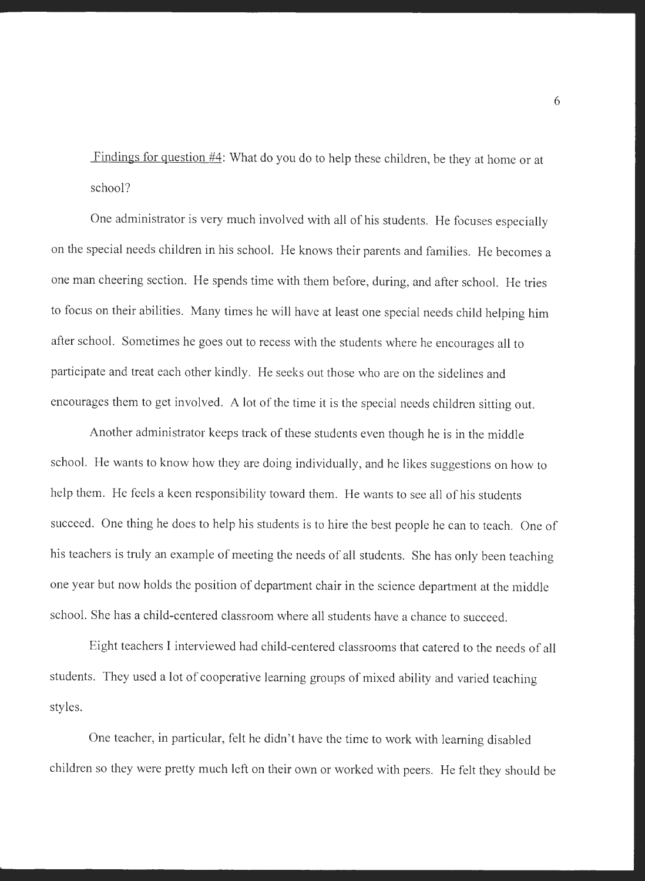Findings for question #4: What do you do to help these children, be they at home or at school?

One administrator is very much involved with all of his students. He focuses especially on the special needs children in his school. He knows their parents and families. He becomes a one man cheering section. He spends time with them before, during, and after school. He tries to focus on their abilities. Many times he will have at least one special needs child helping him after school. Sometimes he goes out to recess with the students where he encourages all to participate and treat each other kindly. He seeks out those who are on the sidelines and encourages them to get involved. A lot of the time it is the special needs children sitting out.

Another administrator keeps track of these students even though he is in the middle school. He wants to know how they are doing individually, and he likes suggestions on how to help them. He feels a keen responsibility toward them. He wants to see all of his students succeed. One thing he does to help his students is to hire the best people he can to teach. One of his teachers is truly an example of meeting the needs of all students. She has only been teaching one year but now holds the position of department chair in the science department at the middle school. She has a child-centered classroom where all students have a chance to succeed.

Eight teachers I interviewed had child-centered classrooms that catered to the needs of all students. They used a lot of cooperative learning groups of mixed ability and varied teaching styles.

One teacher, in particular, felt he didn't have the time to work with learning disabled children so they were pretty much left on their own or worked with peers. He felt they should be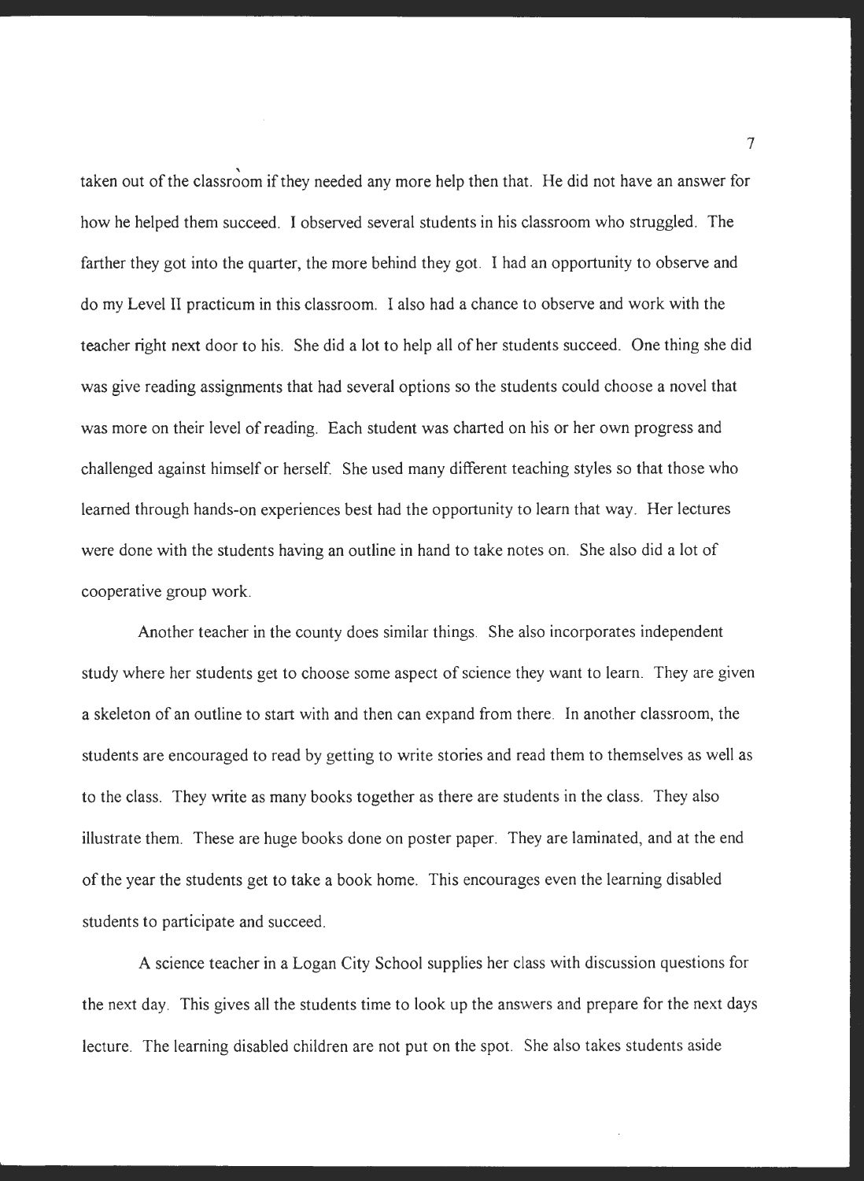taken out of the classroom if they needed any more help then that. He did not have an answer for how he helped them succeed. I observed several students in his classroom who struggled. The farther they got into the quarter, the more behind they got. I had an opportunity to observe and do my Level II practicum in this classroom. I also had a chance to observe and work with the teacher right next door to his. She did a lot to help all of her students succeed. One thing she did was give reading assignments that had several options so the students could choose a novel that was more on their level of reading. Each student was charted on his or her own progress and challenged against himself or herself. She used many different teaching styles so that those who learned through hands-on experiences best had the opportunity to learn that way. Her lectures were done with the students having an outline in hand to take notes on. She also did a lot of cooperative group work.

Another teacher in the county does similar things. She also incorporates independent study where her students get to choose some aspect of science they want to learn. They are given a skeleton of an outline to start with and then can expand from there. In another classroom, the students are encouraged to read by getting to write stories and read them to themselves as well as to the class. They write as many books together as there are students in the class. They also illustrate them. These are huge books done on poster paper. They are laminated, and at the end of the year the students get to take a book home. This encourages even the learning disabled students to participate and succeed.

A science teacher in a Logan City School supplies her class with discussion questions for the next day. This gives all the students time to look up the answers and prepare for the next days lecture. The learning disabled children are not put on the spot. She also takes students aside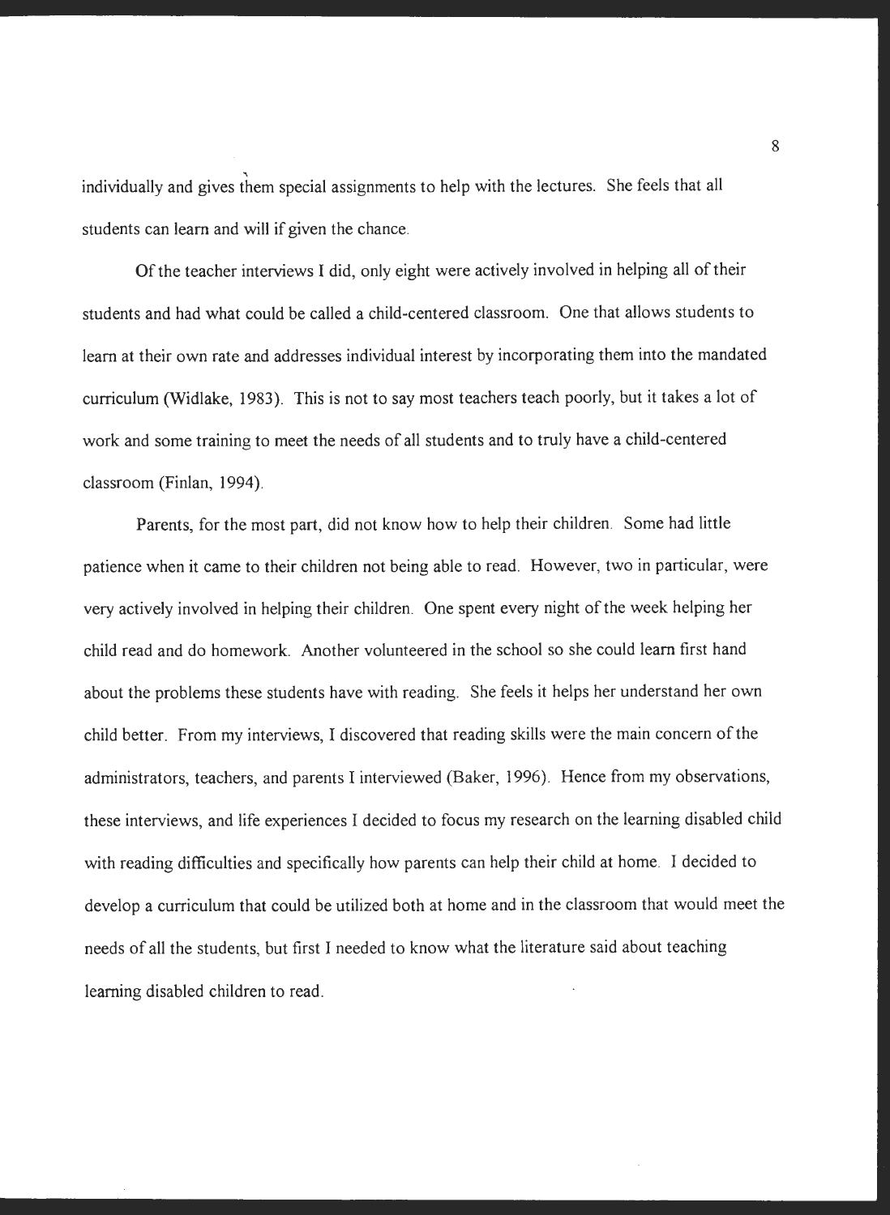individually and gives them special assignments to help with the lectures. She feels that all students can learn and will if given the chance.

Of the teacher interviews I did, only eight were actively involved in helping all of their students and had what could be called a child-centered classroom. One that allows students to learn at their own rate and addresses individual interest by incorporating them into the mandated curriculum (Widlake, 1983). This is not to say most teachers teach poorly, but it takes a lot of work and some training to meet the needs of all students and to truly have a child-centered classroom (Finlan, 1994).

Parents, for the most part, did not know how to help their children. Some had little patience when it came to their children not being able to read. However, two in particular, were very actively involved in helping their children. One spent every night of the week helping her child read and do homework. Another volunteered in the school so she could learn first hand about the problems these students have with reading. She feels it helps her understand her own child better. From my interviews, I discovered that reading skills were the main concern of the administrators, teachers, and parents I interviewed (Baker, 1996). Hence from my observations, these interviews, and life experiences I decided to focus my research on the learning disabled child with reading difficulties and specifically how parents can help their child at home. I decided to develop a curriculum that could be utilized both at home and in the classroom that would meet the needs of all the students, but first I needed to know what the literature said about teaching learning disabled children to read.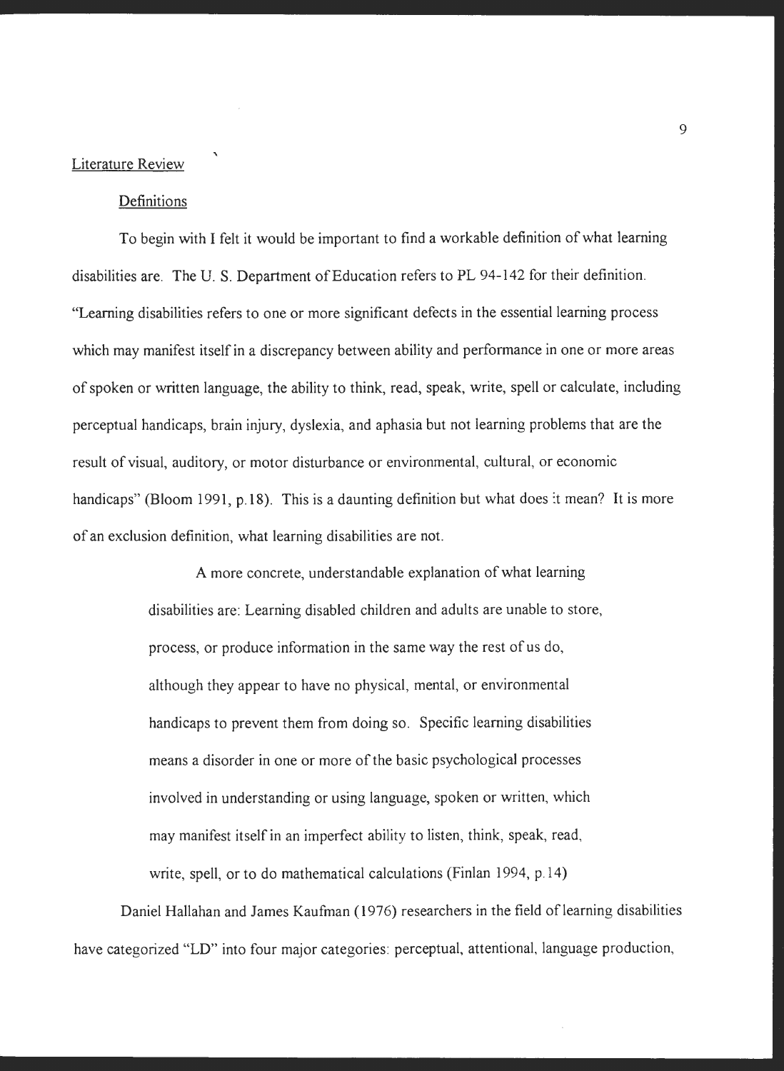## Literature Review

### Definitions

To begin with I felt it would be important to find a workable definition of what learning disabilities are. The U. S. Department of Education refers to PL 94-142 for their definition. "Learning disabilities refers to one or more significant defects in the essential learning process which may manifest itself in a discrepancy between ability and performance in one or more areas of spoken or written language, the ability to think, read, speak, write, spell or calculate, including perceptual handicaps, brain injury, dyslexia, and aphasia but not learning problems that are the result of visual, auditory, or motor disturbance or environmental, cultural, or economic handicaps" (Bloom 1991, p.18). This is a daunting definition but what does it mean? It is more of an exclusion definition, what learning disabilities are not.

> A more concrete, understandable explanation of what learning disabilities are: Learning disabled children and adults are unable to store, process, or produce information in the same way the rest of us do, although they appear to have no physical, mental, or environmental handicaps to prevent them from doing so. Specific learning disabilities means a disorder in one or more of the basic psychological processes involved in understanding or using language, spoken or written, which may manifest itself in an imperfect ability to listen, think, speak, read, write, spell, or to do mathematical calculations (Finlan 1994, p.14)

Daniel Hallahan and James Kaufman (1976) researchers in the field of learning disabilities have categorized "LD" into four major categories: perceptual, attentional, language production,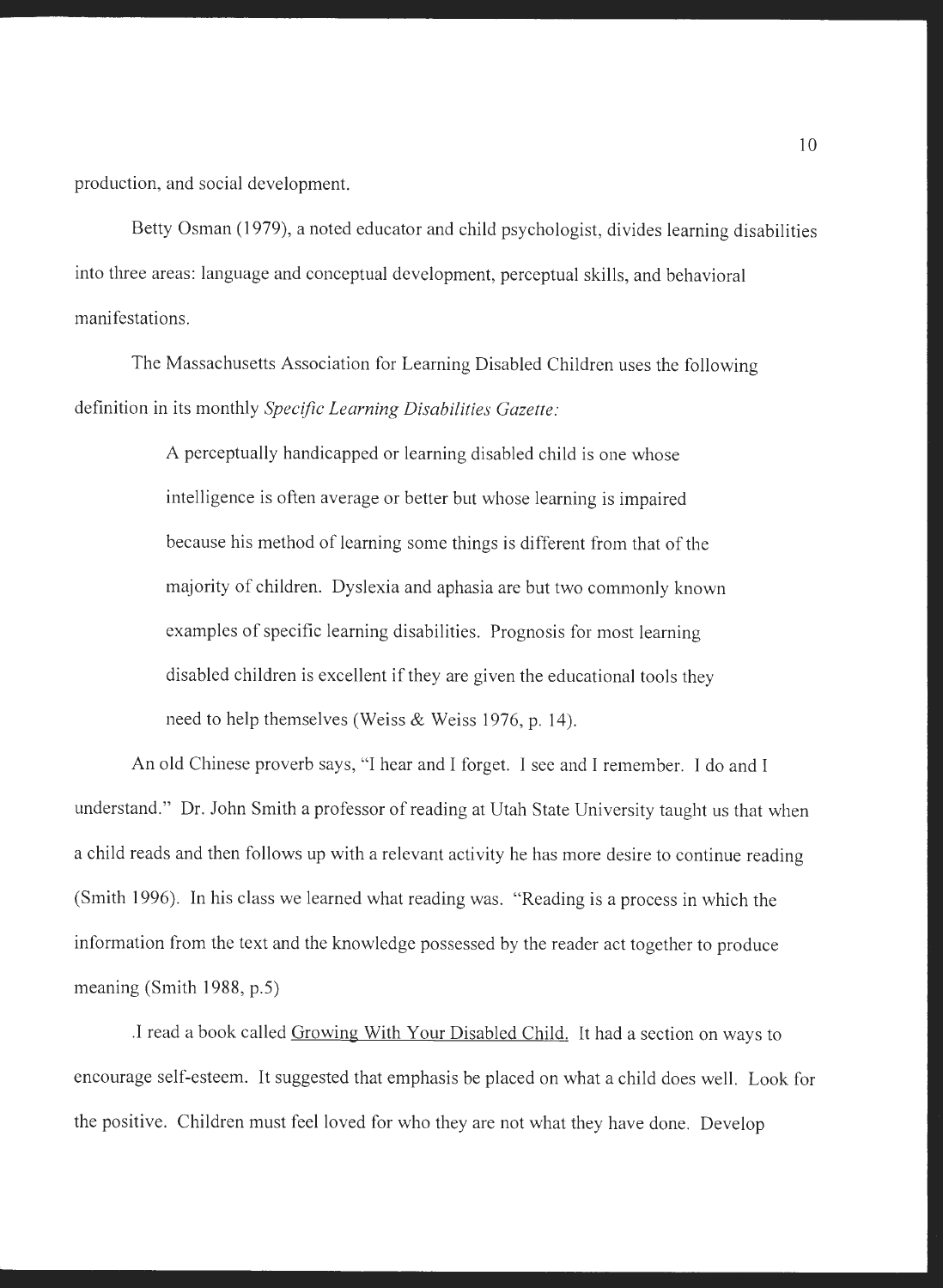production, and social development.

Betty Osman (1979), a noted educator and child psychologist, divides learning disabilities into three areas: language and conceptual development, perceptual skills, and behavioral manifestations.

The Massachusetts Association for Learning Disabled Children uses the following definition in its monthly *Specific Learning Disabilities Gazette:*

> A perceptually handicapped or learning disabled child is one whose intelligence is often average or better but whose learning is impaired because his method of learning some things is different from that of the majority of children. Dyslexia and aphasia are but two commonly known examples of specific learning disabilities. Prognosis for most learning disabled children is excellent if they are given the educational tools they need to help themselves (Weiss & Weiss 1976, p. 14).

An old Chinese proverb says, "I hear and I forget. I see and I remember. I do and I understand." Dr. John Smith a professor of reading at Utah State University taught us that when a child reads and then follows up with a relevant activity he has more desire to continue reading (Smith 1996). In his class we learned what reading was. "Reading is a process in which the information from the text and the knowledge possessed by the reader act together to produce meaning (Smith 1988, p.5)

.I read a book called <u>Growing With Your Disabled Child.</u> It had a section on ways to encourage self-esteem. It suggested that emphasis be placed on what a child does well. Look for the positive. Children must feel loved for who they are not what they have done. Develop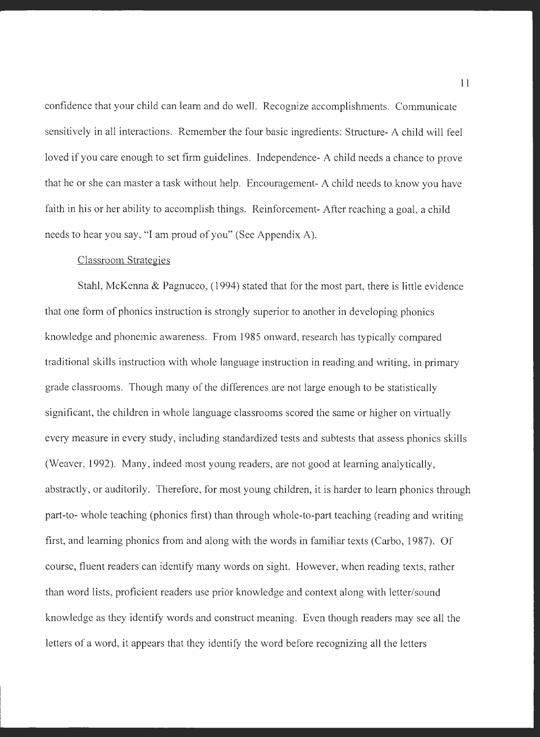confidence that your child can learn and do well. Recognize accomplishments. Communicate sensitively in all interactions. Remember the four basic ingredients: Structure- A child will feel loved if you care enough to set firm guidelines. Independence- A child needs a chance to prove that he or she can master a task without help. Encouragement- A child needs to know you have faith in his or her ability to accomplish things. Reinforcement- After reaching a goal, a child needs to hear you say, "I am proud of you" (See Appendix A).

Classroom Strategies

Stahl, McKenna & Pagnucco, (1994) stated that for the most part, there is little evidence that one form of phonics instruction is strongly superior to another in developing phonics knowledge and phonemic awareness. From 1985 onward, research has typically compared traditional skills instruction with whole language instruction in reading and writing, in primary grade classrooms. Though many of the differences are not large enough to be statistically significant, the children in whole language classrooms scored the same or higher on virtually every measure in every study, including standardized tests and subtests that assess phonics skills (Weaver, 1992). Many, indeed most young readers, are not good at learning analytically, abstractly, or auditorily. Therefore, for most young children, it is harder to learn phonics through part-to- whole teaching (phonics first) than through whole-to-part teaching (reading and writing first, and learning phonics from and along with the words in familiar texts (Carbo, 1987). Of course, fluent readers can identify many words on sight. However, when reading texts, rather than word lists, proficient readers use prior knowledge and context along with letter/sound knowledge as they identify words and construct meaning. Even though readers may see all the letters of a word, it appears that they identify the word before recognizing all the letters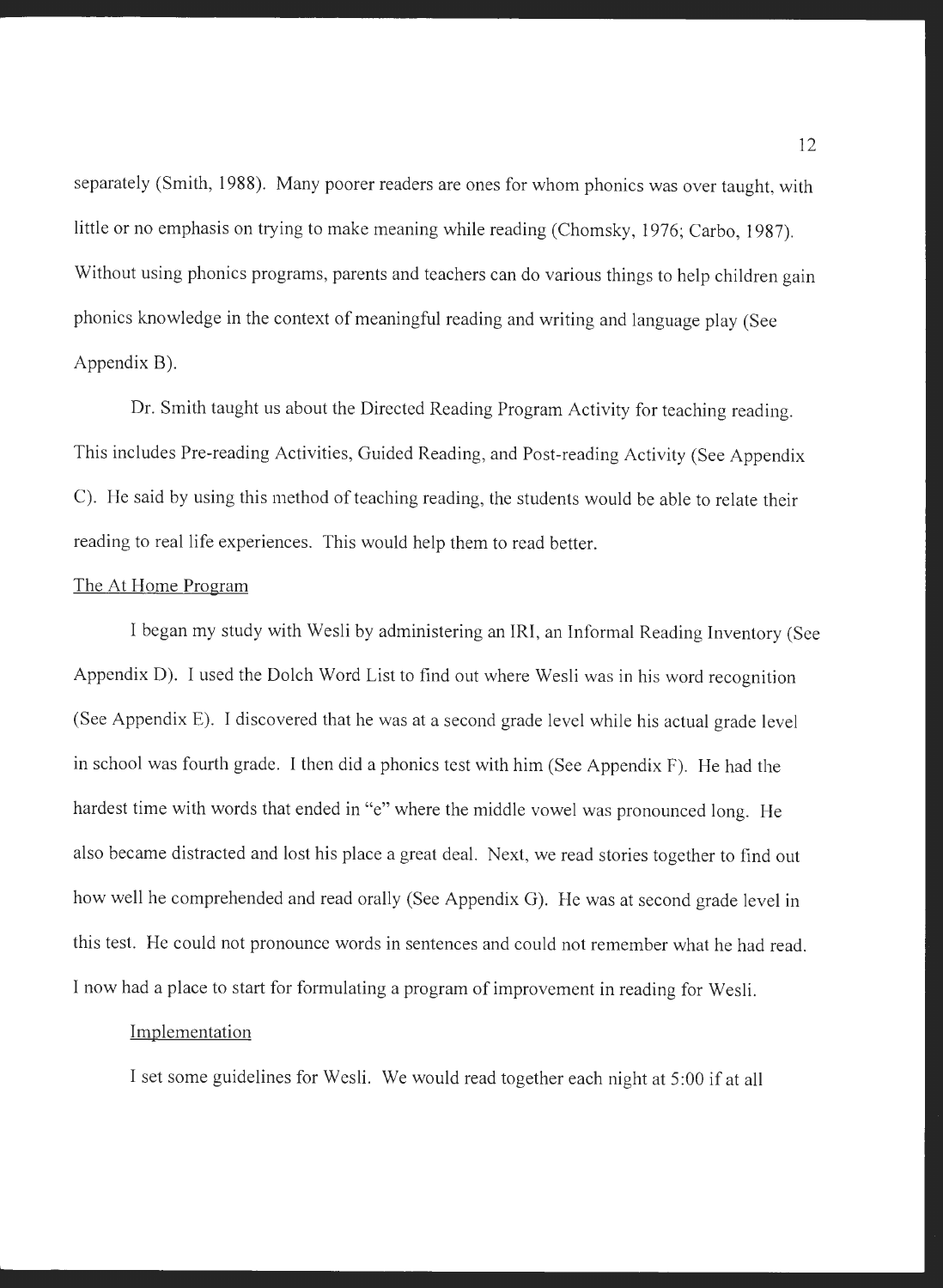separately (Smith, 1988). Many poorer readers are ones for whom phonics was over taught, with little or no emphasis on trying to make meaning while reading (Chomsky, 1976; Carbo, 1987). Without using phonics programs, parents and teachers can do various things to help children gain phonics knowledge in the context of meaningful reading and writing and language play (See Appendix B).

Dr. Smith taught us about the Directed Reading Program Activity for teaching reading. This includes Pre-reading Activities, Guided Reading, and Post-reading Activity (See Appendix C). He said by using this method of teaching reading, the students would be able to relate their reading to real life experiences. This would help them to read better.

## The At Home Program

I began my study with Wesli by administering an IRI, an Informal Reading Inventory (See Appendix D). I used the Dolch Word List to find out where Wesli was in his word recognition (See Appendix E). I discovered that he was at a second grade level while his actual grade level in school was fourth grade. I then did a phonics test with him (See Appendix F). He had the hardest time with words that ended in "e" where the middle vowel was pronounced long. He also became distracted and lost his place a great deal. Next, we read stories together to find out how well he comprehended and read orally (See Appendix G). He was at second grade level in this test. He could not pronounce words in sentences and could not remember what he had read. I now had a place to start for formulating a program of improvement in reading for Wesli.

### Implementation

I set some guidelines for Wesli. We would read together each night at 5:00 if at all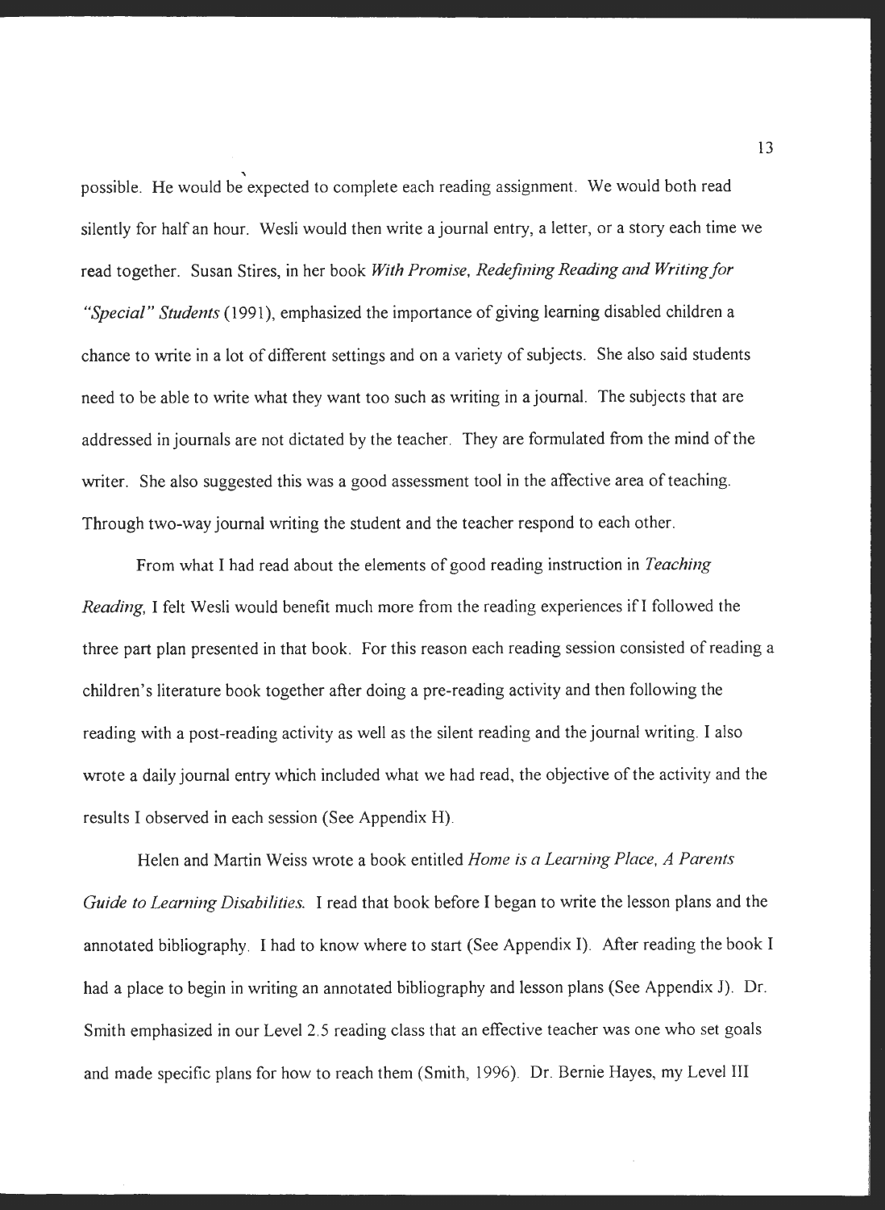possible. He would be expected to complete each reading assignment. We would both read silently for half an hour. Wesli would then write a journal entry, a letter, or a story each time we read together. Susan Stires, in her book *With Promise, Redefining Reading and Writing for "Special" Students* (1991), emphasized the importance of giving learning disabled children a chance to write in a lot of different settings and on a variety of subjects. She also said students need to be able to write what they want too such as writing in a journal. The subjects that are addressed in journals are not dictated by the teacher. They are formulated from the mind of the writer. She also suggested this was a good assessment tool in the affective area of teaching. Through two-way journal writing the student and the teacher respond to each other.

From what I had read about the elements of good reading instruction in *Teaching Reading*, I felt Wesli would benefit much more from the reading experiences if I followed the three part plan presented in that book. For this reason each reading session consisted of reading a children's literature book together after doing a pre-reading activity and then following the reading with a post-reading activity as well as the silent reading and the journal writing. I also wrote a daily journal entry which included what we had read, the objective of the activity and the results I observed in each session (See Appendix H).

Helen and Martin Weiss wrote a book entitled *Home is a Learning Place, A Parents Guide to Learning Disabilities*. I read that book before I began to write the lesson plans and the annotated bibliography. I had to know where to start (See Appendix I). After reading the book I had a place to begin in writing an annotated bibliography and lesson plans (See Appendix J). Dr. Smith emphasized in our Level 2.5 reading class that an effective teacher was one who set goals and made specific plans for how to reach them (Smith, 1996). Dr. Bernie Hayes, my Level III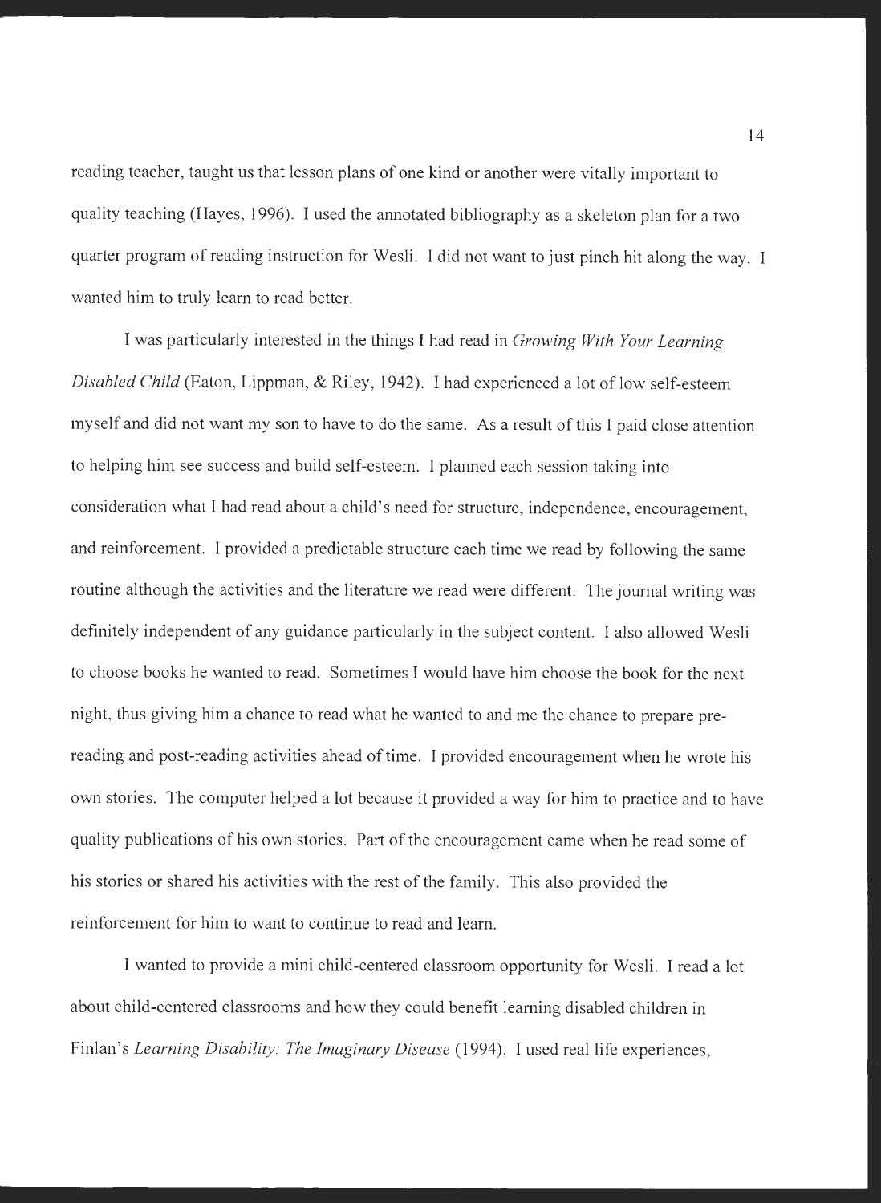reading teacher, taught us that lesson plans of one kind or another were vitally important to quality teaching (Hayes, 1996). I used the annotated bibliography as a skeleton plan for a two quarter program of reading instruction for Wesli. I did not want to just pinch hit along the way. I wanted him to truly learn to read better.

I was particularly interested in the things I had read in *Growing With Your Learning Disabled Child* (Eaton, Lippman, & Riley, 1942). I had experienced a lot of low self-esteem myself and did not want my son to have to do the same. As a result of this I paid close attention to helping him see success and build self-esteem. I planned each session taking into consideration what I had read about a child's need for structure, independence, encouragement, and reinforcement. I provided a predictable structure each time we read by following the same routine although the activities and the literature we read were different. The journal writing was definitely independent of any guidance particularly in the subject content. I also allowed Wesli to choose books he wanted to read. Sometimes I would have him choose the book for the next night, thus giving him a chance to read what he wanted to and me the chance to prepare pre-reading and post-reading activities ahead of time. I provided encouragement when he wrote his own stories. The computer helped a lot because it provided a way for him to practice and to have quality publications of his own stories. Part of the encouragement came when he read some of his stories or shared his activities with the rest of the family. This also provided the reinforcement for him to want to continue to read and learn.

I wanted to provide a mini child-centered classroom opportunity for Wesli. I read a lot about child-centered classrooms and how they could benefit learning disabled children in Finlan's *Learning Disability: The Imaginary Disease* (1994). I used real life experiences,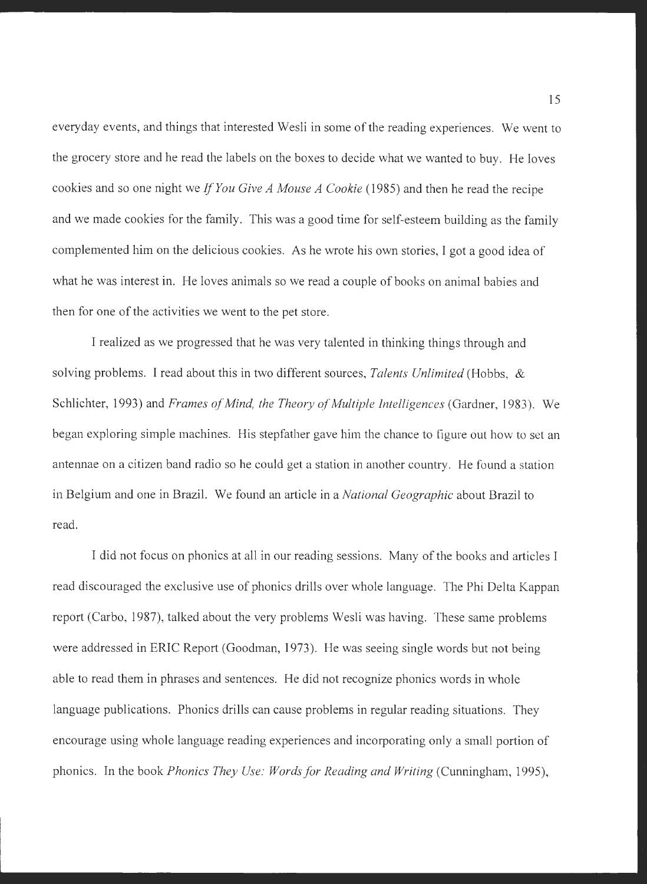everyday events, and things that interested Wesli in some of the reading experiences. We went to the grocery store and he read the labels on the boxes to decide what we wanted to buy. He loves cookies and so one night we *If You Give A Mouse A Cookie* (1985) and then he read the recipe and we made cookies for the family. This was a good time for self-esteem building as the family complemented him on the delicious cookies. As he wrote his own stories, I got a good idea of what he was interest in. He loves animals so we read a couple of books on animal babies and then for one of the activities we went to the pet store.

I realized as we progressed that he was very talented in thinking things through and solving problems. I read about this in two different sources, *Talents Unlimited* (Hobbs, & Schlichter, 1993) and *Frames of Mind, the Theory of Multiple Intelligences* (Gardner, 1983). We began exploring simple machines. His stepfather gave him the chance to figure out how to set an antennae on a citizen band radio so he could get a station in another country. He found a station in Belgium and one in Brazil. We found an article in a *National Geographic* about Brazil to read.

I did not focus on phonics at all in our reading sessions. Many of the books and articles I read discouraged the exclusive use of phonics drills over whole language. The Phi Delta Kappan report (Carbo, 1987), talked about the very problems Wesli was having. These same problems were addressed in ERIC Report (Goodman, 1973). He was seeing single words but not being able to read them in phrases and sentences. He did not recognize phonics words in whole language publications. Phonics drills can cause problems in regular reading situations. They encourage using whole language reading experiences and incorporating only a small portion of phonics. In the book *Phonics They Use: Words for Reading and Writing* (Cunningham, 1995),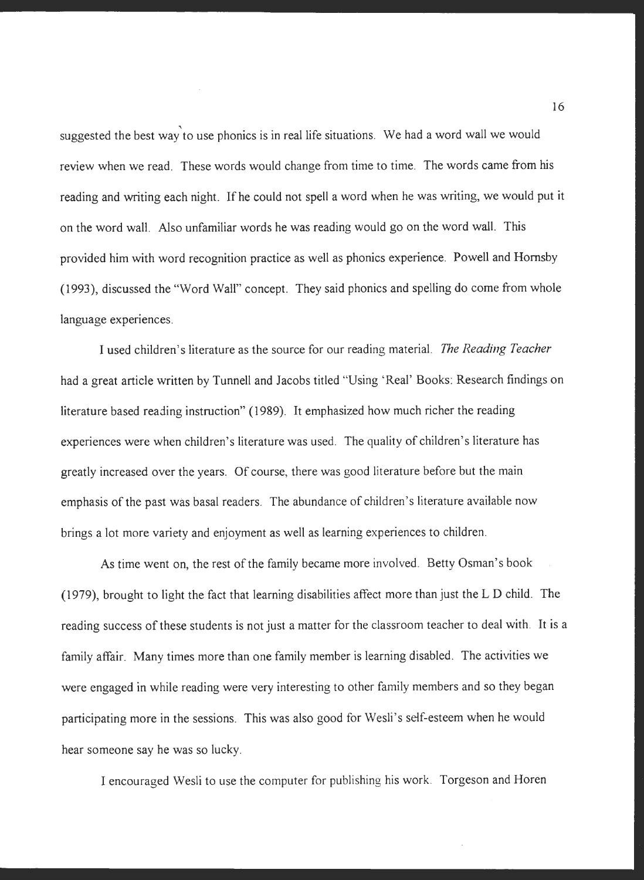suggested the best way to use phonics is in real life situations. We had a word wall we would review when we read. These words would change from time to time. The words came from his reading and writing each night. If he could not spell a word when he was writing, we would put it on the word wall. Also unfamiliar words he was reading would go on the word wall. This provided him with word recognition practice as well as phonics experience. Powell and Hornsby (1993), discussed the "Word Wall" concept. They said phonics and spelling do come from whole language experiences.

I used children's literature as the source for our reading material. *The Reading Teacher* had a great article written by Tunnell and Jacobs titled "Using 'Real' Books: Research findings on literature based reading instruction" (1989). It emphasized how much richer the reading experiences were when children's literature was used. The quality of children's literature has greatly increased over the years. Of course, there was good literature before but the main emphasis of the past was basal readers. The abundance of children's literature available now brings a lot more variety and enjoyment as well as learning experiences to children.

As time went on, the rest of the family became more involved. Betty Osman's book (1979), brought to light the fact that learning disabilities affect more than just the L D child. The reading success of these students is not just a matter for the classroom teacher to deal with. It is a family affair. Many times more than one family member is learning disabled. The activities we were engaged in while reading were very interesting to other family members and so they began participating more in the sessions. This was also good for Wesli's self-esteem when he would hear someone say he was so lucky.

I encouraged Wesli to use the computer for publishing his work. Torgeson and Horen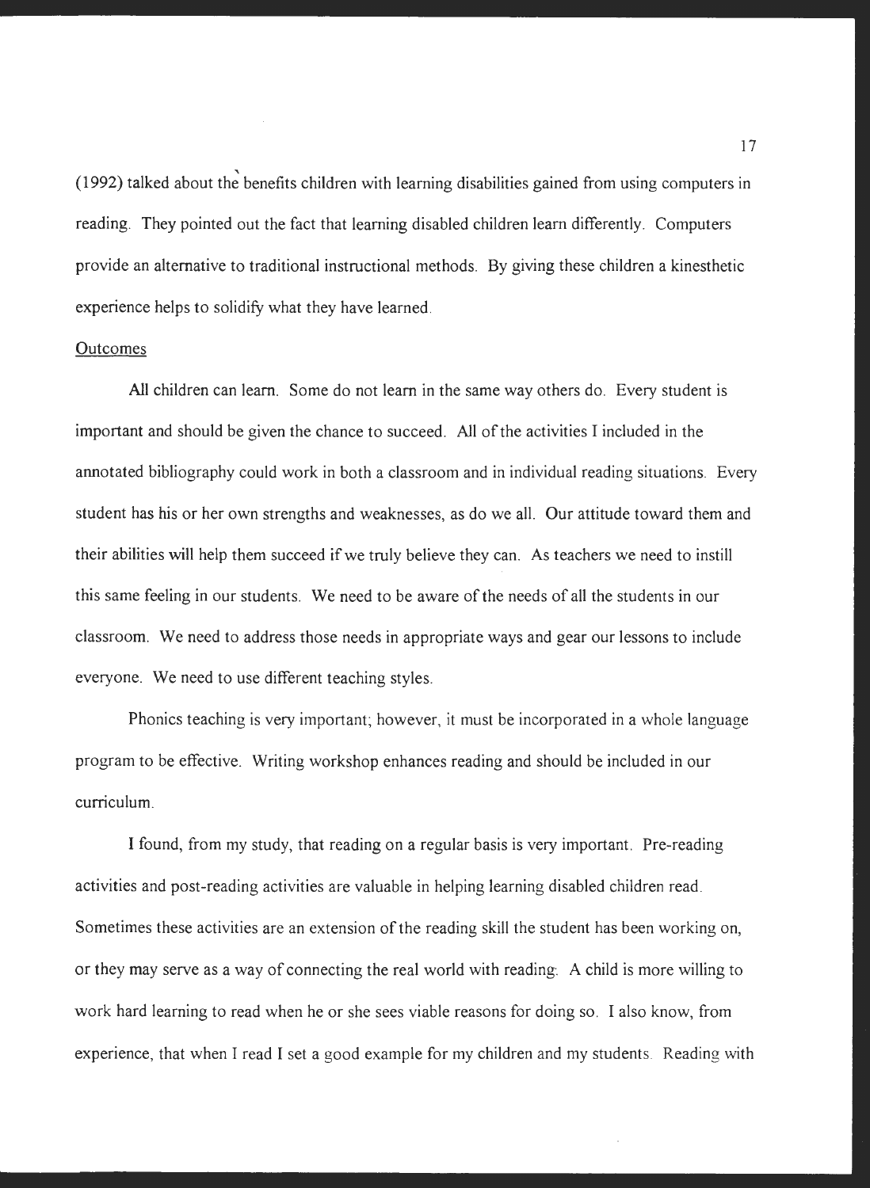(1992) talked about the benefits children with learning disabilities gained from using computers in reading. They pointed out the fact that learning disabled children learn differently. Computers provide an alternative to traditional instructional methods. By giving these children a kinesthetic experience helps to solidify what they have learned.

<u>Outcomes</u>

All children can learn. Some do not learn in the same way others do. Every student is important and should be given the chance to succeed. All of the activities I included in the annotated bibliography could work in both a classroom and in individual reading situations. Every student has his or her own strengths and weaknesses, as do we all. Our attitude toward them and their abilities will help them succeed if we truly believe they can. As teachers we need to instill this same feeling in our students. We need to be aware of the needs of all the students in our classroom. We need to address those needs in appropriate ways and gear our lessons to include everyone. We need to use different teaching styles.

Phonics teaching is very important; however, it must be incorporated in a whole language program to be effective. Writing workshop enhances reading and should be included in our curriculum.

I found, from my study, that reading on a regular basis is very important. Pre-reading activities and post-reading activities are valuable in helping learning disabled children read. Sometimes these activities are an extension of the reading skill the student has been working on, or they may serve as a way of connecting the real world with reading. A child is more willing to work hard learning to read when he or she sees viable reasons for doing so. I also know, from experience, that when I read I set a good example for my children and my students. Reading with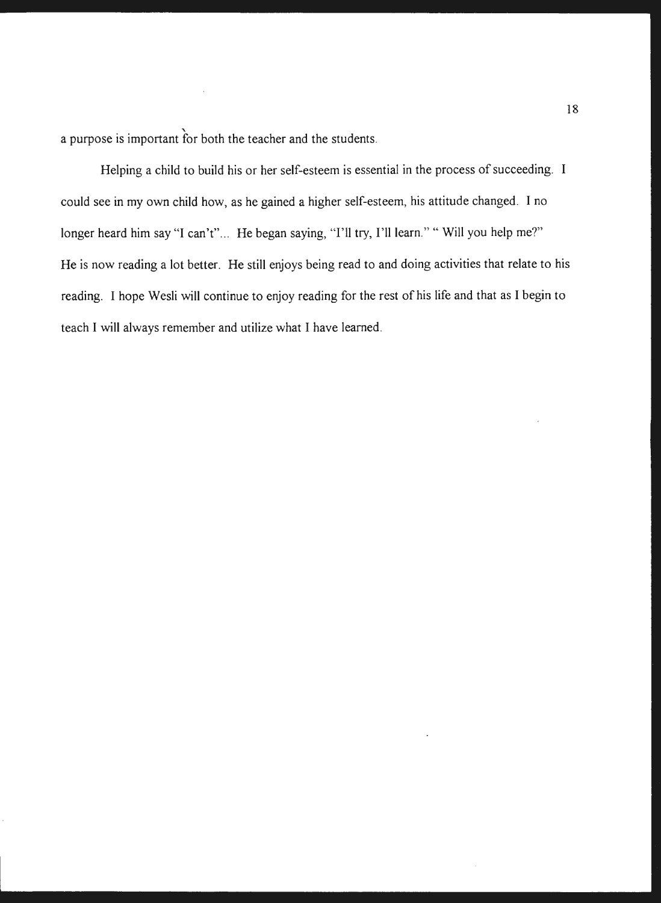a purpose is important for both the teacher and the students.

Helping a child to build his or her self-esteem is essential in the process of succeeding. I could see in my own child how, as he gained a higher self-esteem, his attitude changed. I no longer heard him say "I can't"... He began saying, "I'll try, I'll learn." " Will you help me?" He is now reading a lot better. He still enjoys being read to and doing activities that relate to his reading. I hope Wesli will continue to enjoy reading for the rest of his life and that as I begin to teach I will always remember and utilize what I have learned.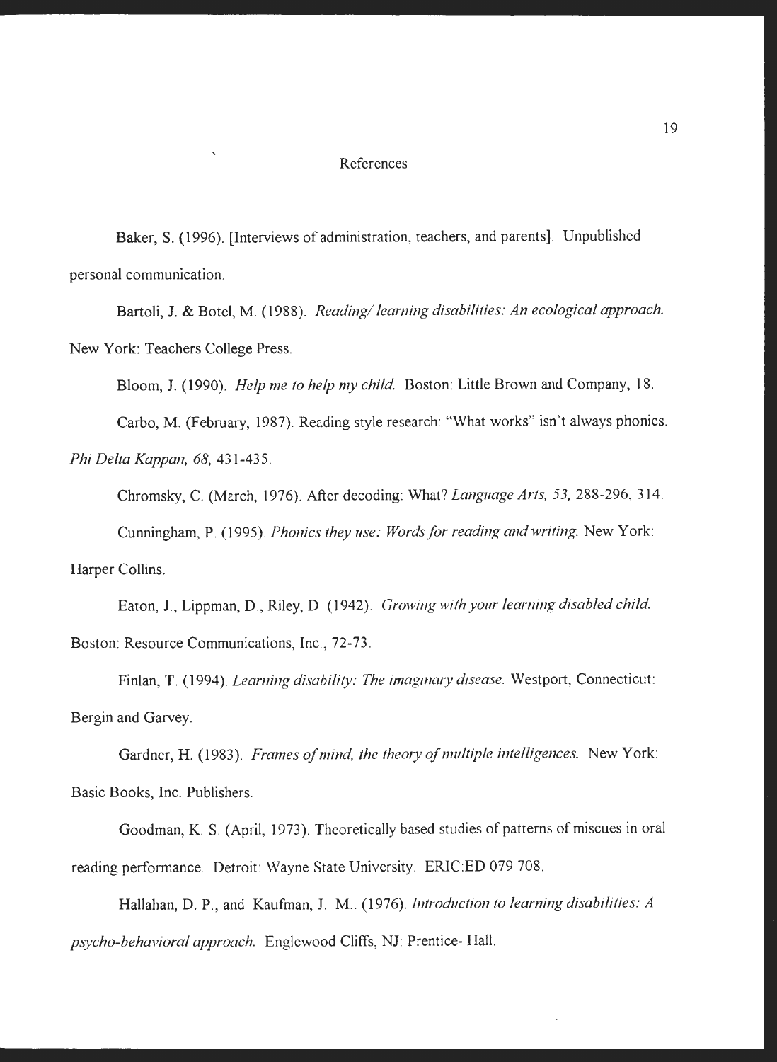## References

Baker, S. (1996). [Interviews of administration, teachers, and parents]. Unpublished personal communication.

Bartoli, J. & Botel, M. (1988). *Reading/ learning disabilities: An ecological approach.* New York: Teachers College Press.

Bloom, J. (1990). *Help me to help my child.* Boston: Little Brown and Company, 18.

Carbo, M. (February, 1987). Reading style research: "What works" isn't always phonics. *Phi Delta Kappan, 68,* 431-435.

Chromsky, C. (March, 1976). After decoding: What? *Language Arts, 53,* 288-296, 314.

Cunningham, P. (1995). *Phonics they use: Words for reading and writing.* New York: Harper Collins.

Eaton, J., Lippman, D., Riley, D. (1942). *Growing with your learning disabled child.* Boston: Resource Communications, Inc., 72-73.

Finlan, T. (1994). *Learning disability: The imaginary disease.* Westport, Connecticut: Bergin and Garvey.

Gardner, H. (1983). *Frames of mind, the theory of multiple intelligences.* New York: Basic Books, Inc. Publishers.

Goodman, K. S. (April, 1973). Theoretically based studies of patterns of miscues in oral reading performance. Detroit: Wayne State University. ERIC:ED 079 708.

Hallahan, D. P., and Kaufman, J. M.. (1976). *Introduction to learning disabilities: A psycho-behavioral approach.* Englewood Cliffs, NJ: Prentice- Hall.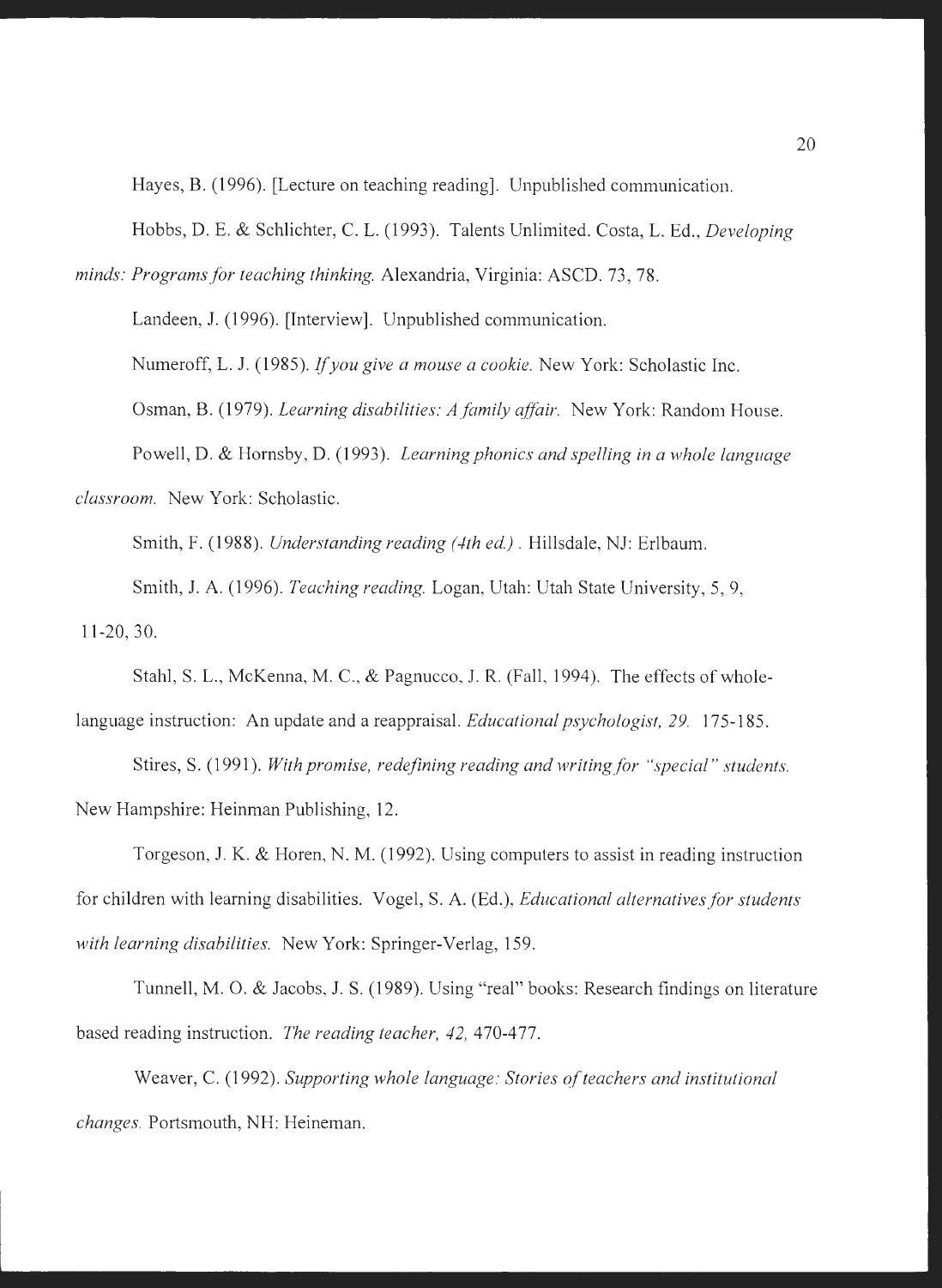Hayes, B. (1996). [Lecture on teaching reading]. Unpublished communication.

Hobbs, D. E. & Schlichter, C. L. (1993). Talents Unlimited. Costa, L. Ed., *Developing minds: Programs for teaching thinking.* Alexandria, Virginia: ASCD. 73, 78.

Landeen, J. (1996). [Interview]. Unpublished communication.

Numeroff, L. J. (1985). *If you give a mouse a cookie.* New York: Scholastic Inc.

Osman, B. (1979). *Learning disabilities: A family affair.* New York: Random House.

Powell, D. & Hornsby, D. (1993). *Learning phonics and spelling in a whole language classroom.* New York: Scholastic.

Smith, F. (1988). *Understanding reading (4th ed.)* . Hillsdale, NJ: Erlbaum.

Smith, J. A. (1996). *Teaching reading.* Logan, Utah: Utah State University, 5, 9, 11-20, 30.

Stahl, S. L., McKenna, M. C., & Pagnucco, J. R. (Fall, 1994). The effects of whole-language instruction: An update and a reappraisal. *Educational psychologist, 29.* 175-185.

Stires, S. (1991). *With promise, redefining reading and writing for "special" students.* New Hampshire: Heinman Publishing, 12.

Torgeson, J. K. & Horen, N. M. (1992). Using computers to assist in reading instruction for children with learning disabilities. Vogel, S. A. (Ed.), *Educational alternatives for students with learning disabilities.* New York: Springer-Verlag, 159.

Tunnell, M. O. & Jacobs, J. S. (1989). Using "real" books: Research findings on literature based reading instruction. *The reading teacher, 42,* 470-477.

Weaver, C. (1992). *Supporting whole language: Stories of teachers and institutional changes.* Portsmouth, NH: Heineman.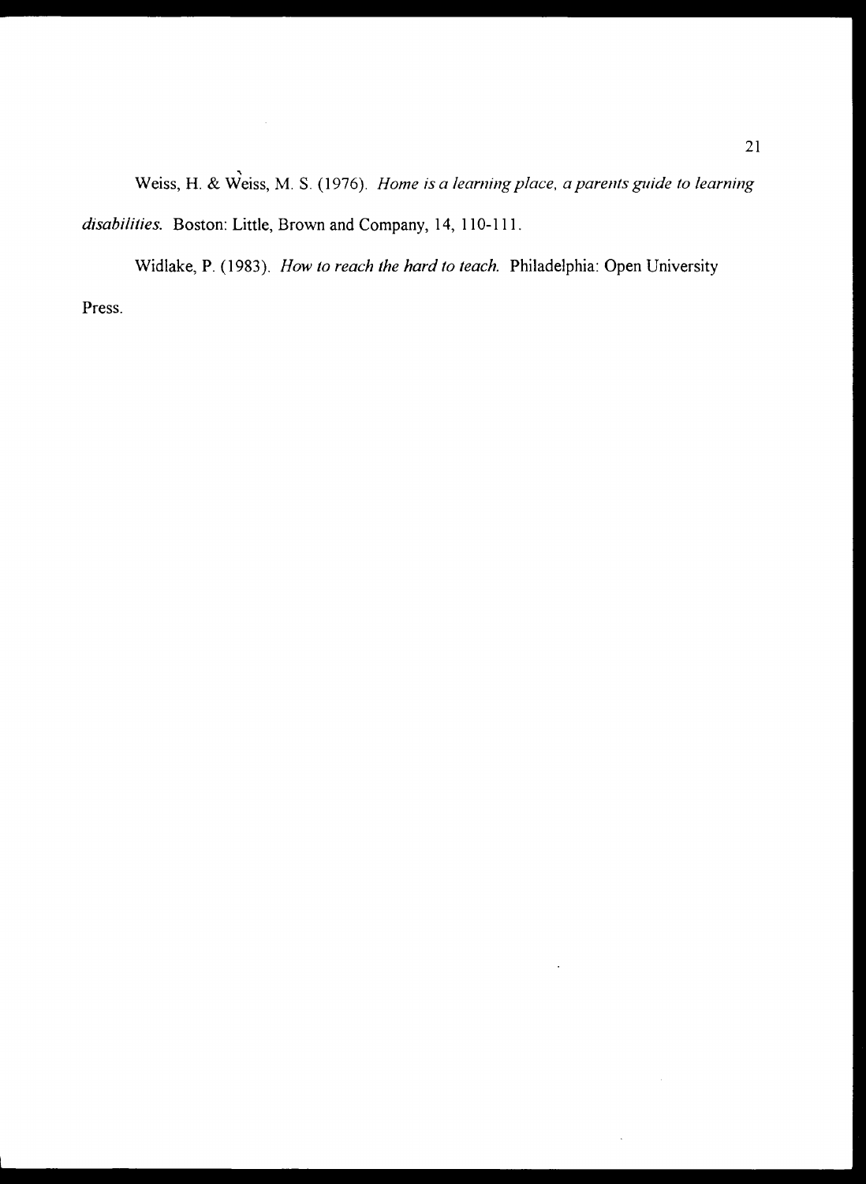Weiss, H. & Weiss, M. S. (1976). *Home is a learning place, a parents guide to learning disabilities.* Boston: Little, Brown and Company, 14, 110-111.

Widlake, P. (1983). *How to reach the hard to teach.* Philadelphia: Open University Press.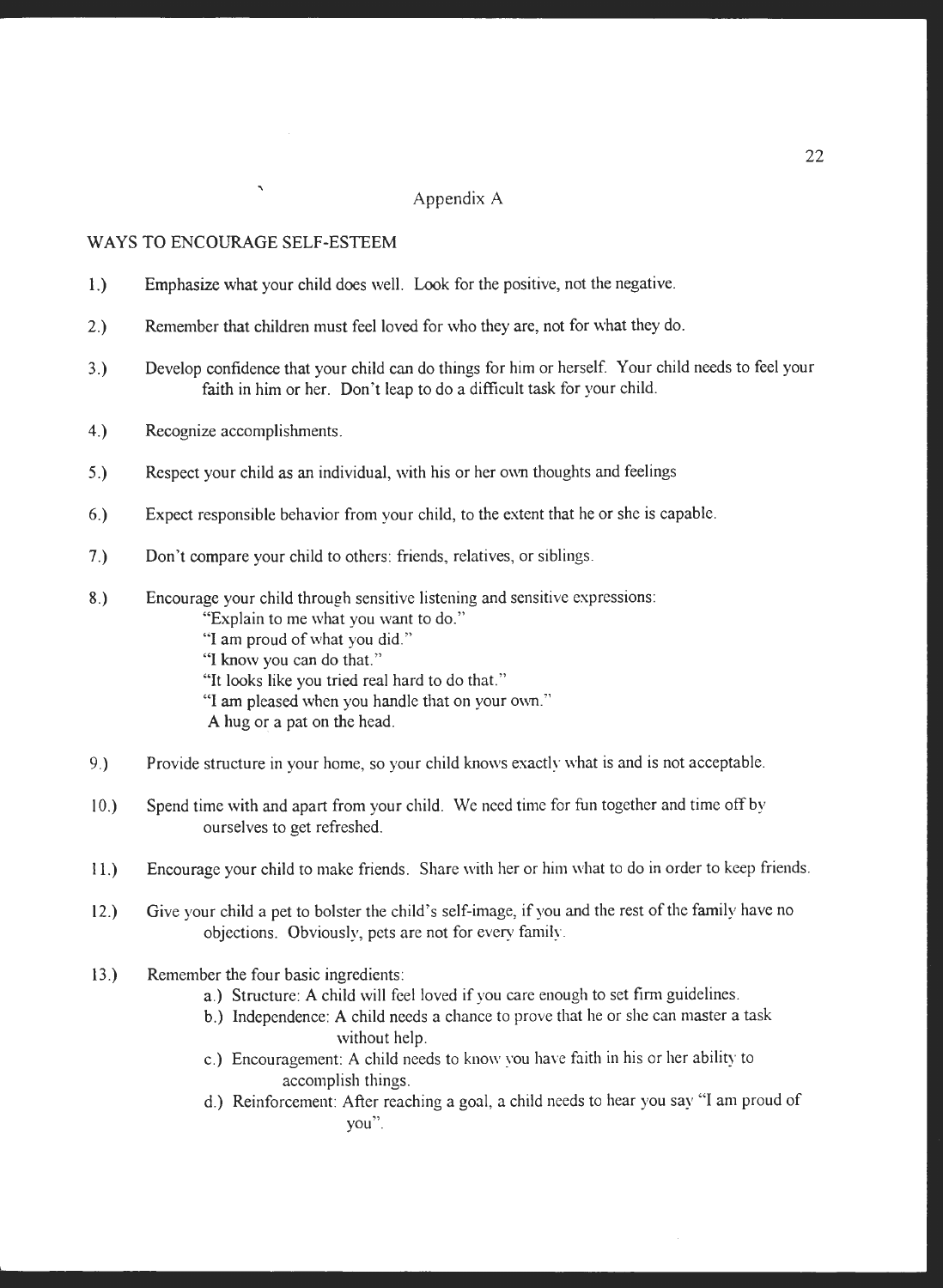# Appendix A

## WAYS TO ENCOURAGE SELF-ESTEEM

1.) Emphasize what your child does well. Look for the positive, not the negative.

2.) Remember that children must feel loved for who they are, not for what they do.

3.) Develop confidence that your child can do things for him or herself. Your child needs to feel your faith in him or her. Don't leap to do a difficult task for your child.

4.) Recognize accomplishments.

5.) Respect your child as an individual, with his or her own thoughts and feelings

6.) Expect responsible behavior from your child, to the extent that he or she is capable.

7.) Don't compare your child to others: friends, relatives, or siblings.

8.) Encourage your child through sensitive listening and sensitive expressions:
   "Explain to me what you want to do."
   "I am proud of what you did."
   "I know you can do that."
   "It looks like you tried real hard to do that."
   "I am pleased when you handle that on your own."
   A hug or a pat on the head.

9.) Provide structure in your home, so your child knows exactly what is and is not acceptable.

10.) Spend time with and apart from your child. We need time for fun together and time off by ourselves to get refreshed.

11.) Encourage your child to make friends. Share with her or him what to do in order to keep friends.

12.) Give your child a pet to bolster the child's self-image, if you and the rest of the family have no objections. Obviously, pets are not for every family.

13.) Remember the four basic ingredients:
   a.) Structure: A child will feel loved if you care enough to set firm guidelines.
   b.) Independence: A child needs a chance to prove that he or she can master a task without help.
   c.) Encouragement: A child needs to know you have faith in his or her ability to accomplish things.
   d.) Reinforcement: After reaching a goal, a child needs to hear you say "I am proud of you".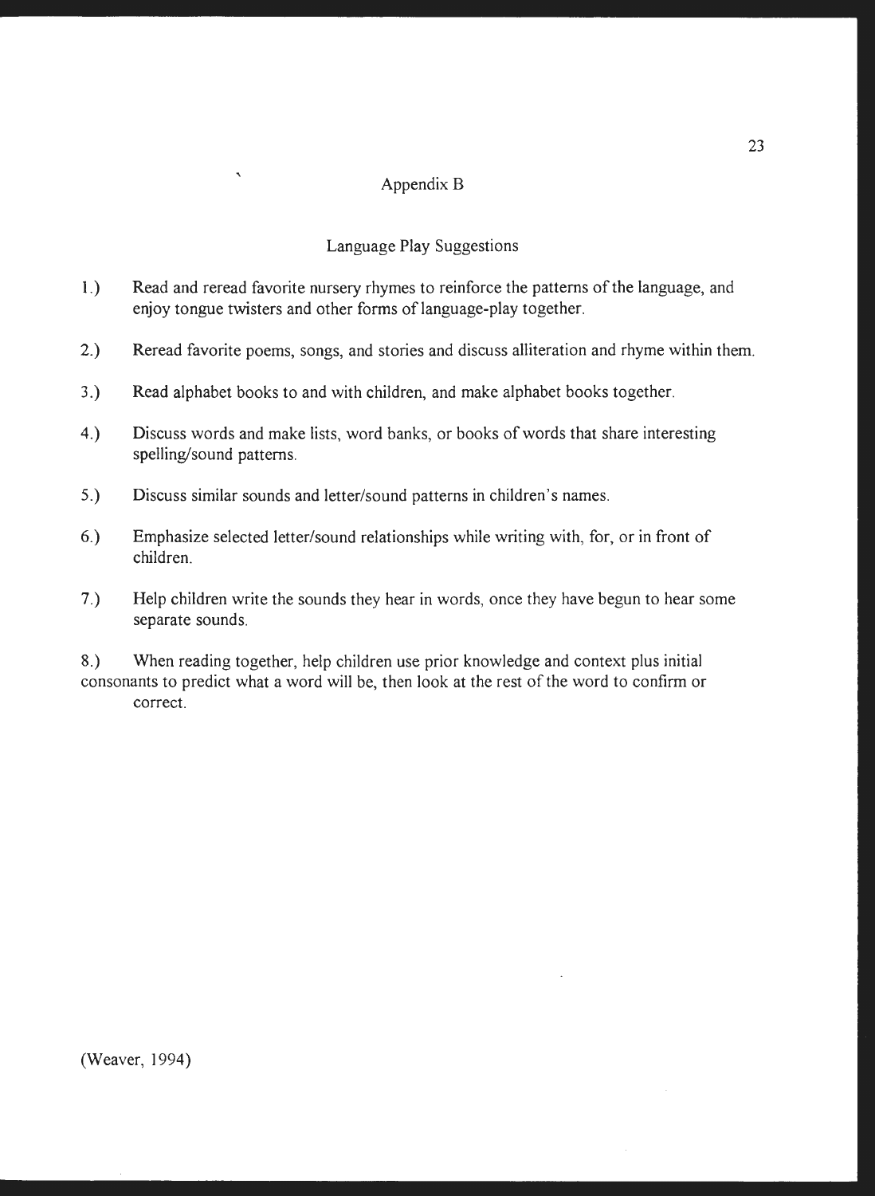## Appendix B

### Language Play Suggestions

1.) Read and reread favorite nursery rhymes to reinforce the patterns of the language, and enjoy tongue twisters and other forms of language-play together.

2.) Reread favorite poems, songs, and stories and discuss alliteration and rhyme within them.

3.) Read alphabet books to and with children, and make alphabet books together.

4.) Discuss words and make lists, word banks, or books of words that share interesting spelling/sound patterns.

5.) Discuss similar sounds and letter/sound patterns in children's names.

6.) Emphasize selected letter/sound relationships while writing with, for, or in front of children.

7.) Help children write the sounds they hear in words, once they have begun to hear some separate sounds.

8.) When reading together, help children use prior knowledge and context plus initial consonants to predict what a word will be, then look at the rest of the word to confirm or correct.

(Weaver, 1994)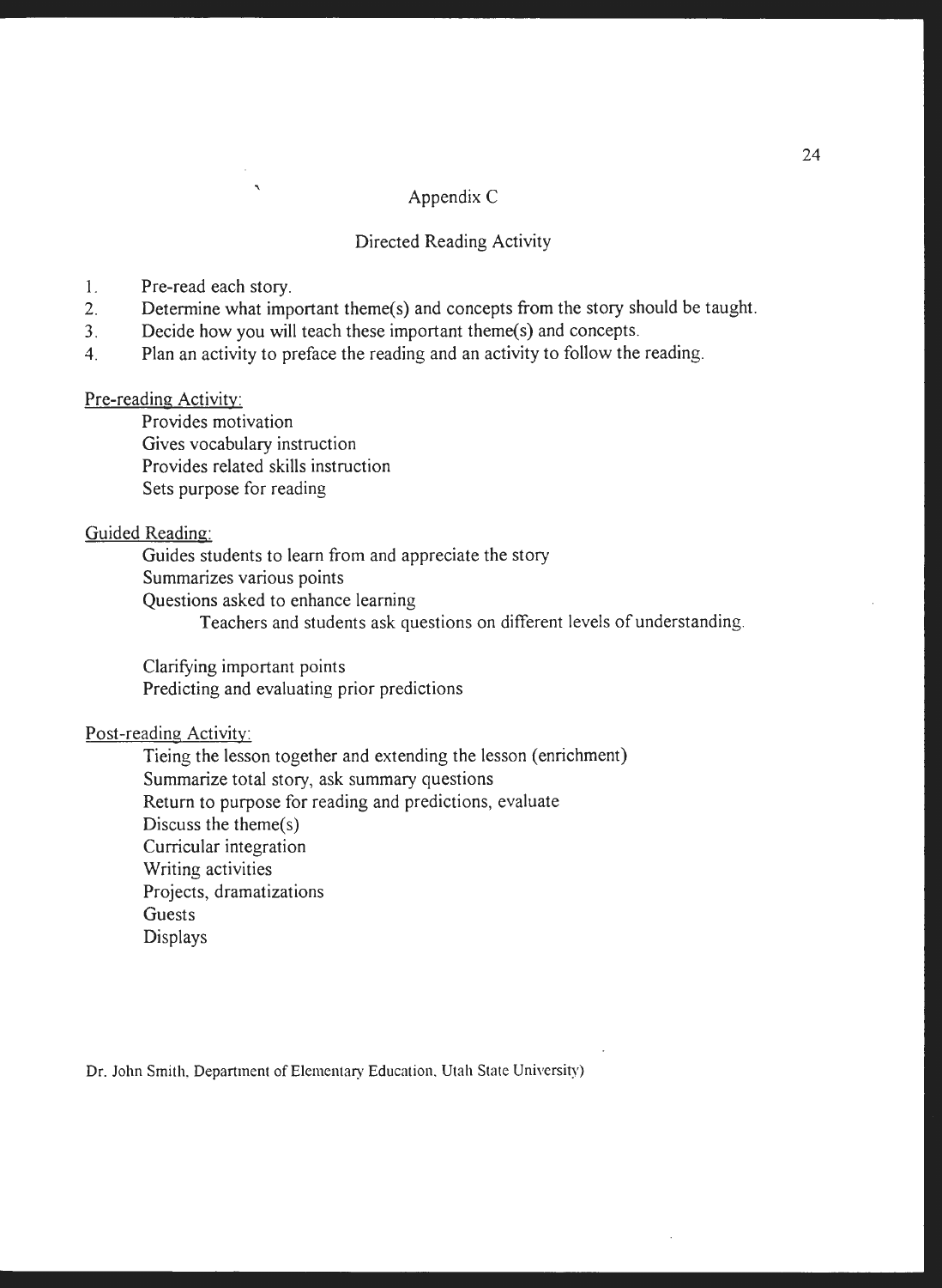## Appendix C

### Directed Reading Activity

1. Pre-read each story.
2. Determine what important theme(s) and concepts from the story should be taught.
3. Decide how you will teach these important theme(s) and concepts.
4. Plan an activity to preface the reading and an activity to follow the reading.

<u>Pre-reading Activity:</u>

- Provides motivation
- Gives vocabulary instruction
- Provides related skills instruction
- Sets purpose for reading

<u>Guided Reading:</u>

- Guides students to learn from and appreciate the story
- Summarizes various points
- Questions asked to enhance learning
  - Teachers and students ask questions on different levels of understanding.
- Clarifying important points
- Predicting and evaluating prior predictions

<u>Post-reading Activity:</u>

- Tieing the lesson together and extending the lesson (enrichment)
- Summarize total story, ask summary questions
- Return to purpose for reading and predictions, evaluate
- Discuss the theme(s)
- Curricular integration
- Writing activities
- Projects, dramatizations
- Guests
- Displays

Dr. John Smith, Department of Elementary Education, Utah State University)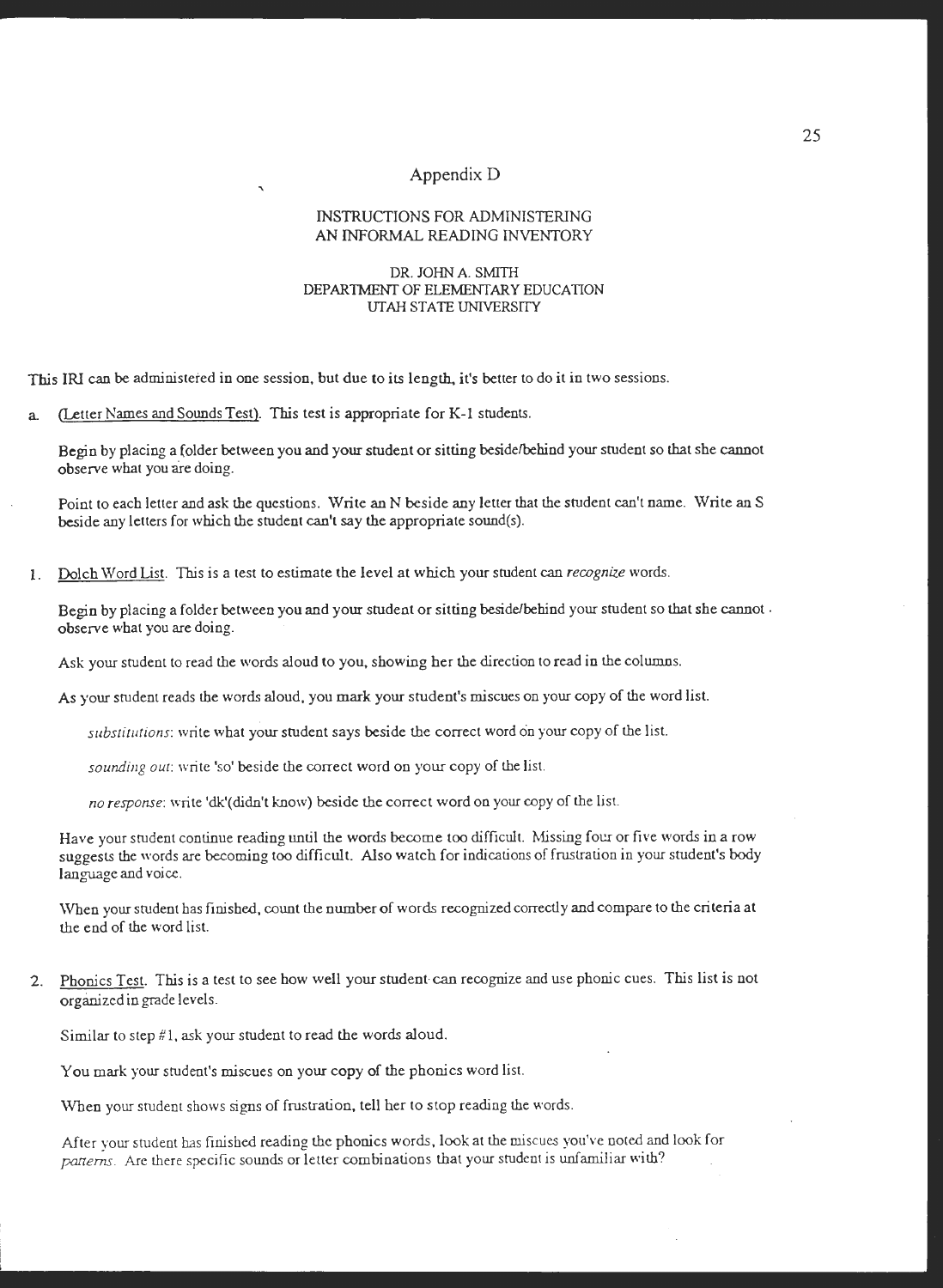# Appendix D

## INSTRUCTIONS FOR ADMINISTERING AN INFORMAL READING INVENTORY

DR. JOHN A. SMITH
DEPARTMENT OF ELEMENTARY EDUCATION
UTAH STATE UNIVERSITY

This IRI can be administered in one session, but due to its length, it's better to do it in two sessions.

a. (Letter Names and Sounds Test). This test is appropriate for K-1 students.

   Begin by placing a folder between you and your student or sitting beside/behind your student so that she cannot observe what you are doing.

   Point to each letter and ask the questions. Write an N beside any letter that the student can't name. Write an S beside any letters for which the student can't say the appropriate sound(s).

1. Dolch Word List. This is a test to estimate the level at which your student can *recognize* words.

   Begin by placing a folder between you and your student or sitting beside/behind your student so that she cannot observe what you are doing.

   Ask your student to read the words aloud to you, showing her the direction to read in the columns.

   As your student reads the words aloud, you mark your student's miscues on your copy of the word list.

   *substitutions*: write what your student says beside the correct word on your copy of the list.

   *sounding out*: write 'so' beside the correct word on your copy of the list.

   *no response*: write 'dk'(didn't know) beside the correct word on your copy of the list.

   Have your student continue reading until the words become too difficult. Missing four or five words in a row suggests the words are becoming too difficult. Also watch for indications of frustration in your student's body language and voice.

   When your student has finished, count the number of words recognized correctly and compare to the criteria at the end of the word list.

2. Phonics Test. This is a test to see how well your student can recognize and use phonic cues. This list is not organized in grade levels.

   Similar to step #1, ask your student to read the words aloud.

   You mark your student's miscues on your copy of the phonics word list.

   When your student shows signs of frustration, tell her to stop reading the words.

   After your student has finished reading the phonics words, look at the miscues you've noted and look for *patterns*. Are there specific sounds or letter combinations that your student is unfamiliar with?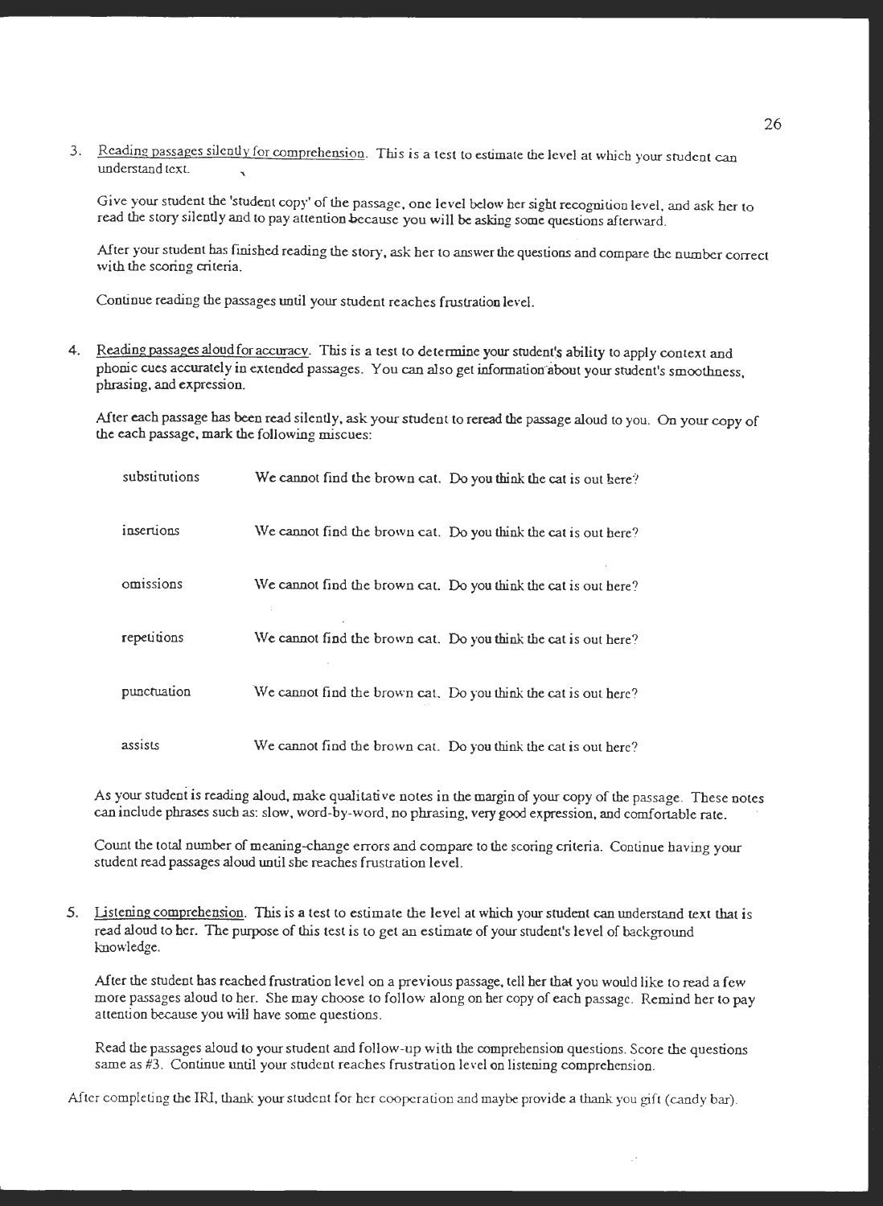3. <u>Reading passages silently for comprehension</u>. This is a test to estimate the level at which your student can understand text.

   Give your student the 'student copy' of the passage, one level below her sight recognition level, and ask her to read the story silently and to pay attention because you will be asking some questions afterward.

   After your student has finished reading the story, ask her to answer the questions and compare the number correct with the scoring criteria.

   Continue reading the passages until your student reaches frustration level.

4. <u>Reading passages aloud for accuracy</u>. This is a test to determine your student's ability to apply context and phonic cues accurately in extended passages. You can also get information about your student's smoothness, phrasing, and expression.

   After each passage has been read silently, ask your student to reread the passage aloud to you. On your copy of the each passage, mark the following miscues:

   | | |
   |---|---|
   | substitutions | We cannot find the brown cat. Do you think the cat is out here? |
   | insertions | We cannot find the brown cat. Do you think the cat is out here? |
   | omissions | We cannot find the brown cat. Do you think the cat is out here? |
   | repetitions | We cannot find the brown cat. Do you think the cat is out here? |
   | punctuation | We cannot find the brown cat. Do you think the cat is out here? |
   | assists | We cannot find the brown cat. Do you think the cat is out here? |

   As your student is reading aloud, make qualitative notes in the margin of your copy of the passage. These notes can include phrases such as: slow, word-by-word, no phrasing, very good expression, and comfortable rate.

   Count the total number of meaning-change errors and compare to the scoring criteria. Continue having your student read passages aloud until she reaches frustration level.

5. <u>Listening comprehension</u>. This is a test to estimate the level at which your student can understand text that is read aloud to her. The purpose of this test is to get an estimate of your student's level of background knowledge.

   After the student has reached frustration level on a previous passage, tell her that you would like to read a few more passages aloud to her. She may choose to follow along on her copy of each passage. Remind her to pay attention because you will have some questions.

   Read the passages aloud to your student and follow-up with the comprehension questions. Score the questions same as #3. Continue until your student reaches frustration level on listening comprehension.

After completing the IRI, thank your student for her cooperation and maybe provide a thank you gift (candy bar).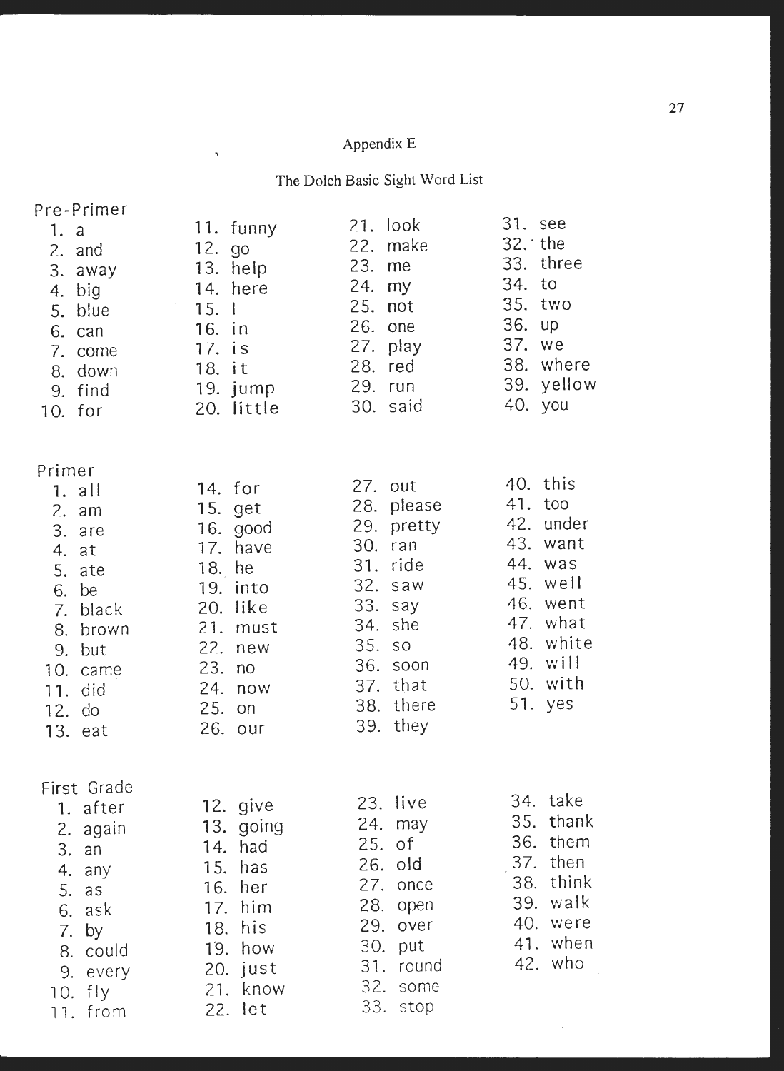Appendix E

The Dolch Basic Sight Word List

Pre-Primer

1. a
2. and
3. away
4. big
5. blue
6. can
7. come
8. down
9. find
10. for
11. funny
12. go
13. help
14. here
15. I
16. in
17. is
18. it
19. jump
20. little
21. look
22. make
23. me
24. my
25. not
26. one
27. play
28. red
29. run
30. said
31. see
32. the
33. three
34. to
35. two
36. up
37. we
38. where
39. yellow
40. you

Primer

1. all
2. am
3. are
4. at
5. ate
6. be
7. black
8. brown
9. but
10. came
11. did
12. do
13. eat
14. for
15. get
16. good
17. have
18. he
19. into
20. like
21. must
22. new
23. no
24. now
25. on
26. our
27. out
28. please
29. pretty
30. ran
31. ride
32. saw
33. say
34. she
35. so
36. soon
37. that
38. there
39. they
40. this
41. too
42. under
43. want
44. was
45. well
46. went
47. what
48. white
49. will
50. with
51. yes

First Grade

1. after
2. again
3. an
4. any
5. as
6. ask
7. by
8. could
9. every
10. fly
11. from
12. give
13. going
14. had
15. has
16. her
17. him
18. his
19. how
20. just
21. know
22. let
23. live
24. may
25. of
26. old
27. once
28. open
29. over
30. put
31. round
32. some
33. stop
34. take
35. thank
36. them
37. then
38. think
39. walk
40. were
41. when
42. who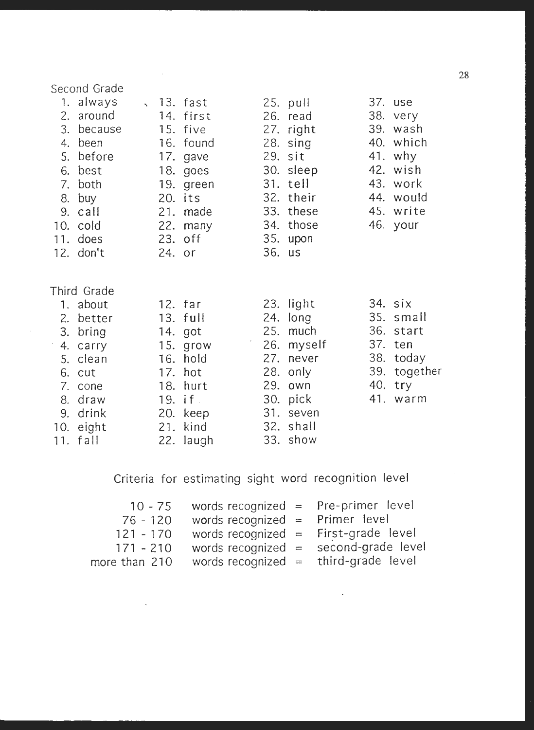Second Grade

1. always
2. around
3. because
4. been
5. before
6. best
7. both
8. buy
9. call
10. cold
11. does
12. don't
13. fast
14. first
15. five
16. found
17. gave
18. goes
19. green
20. its
21. made
22. many
23. off
24. or
25. pull
26. read
27. right
28. sing
29. sit
30. sleep
31. tell
32. their
33. these
34. those
35. upon
36. us
37. use
38. very
39. wash
40. which
41. why
42. wish
43. work
44. would
45. write
46. your

Third Grade

1. about
2. better
3. bring
4. carry
5. clean
6. cut
7. cone
8. draw
9. drink
10. eight
11. fall
12. far
13. full
14. got
15. grow
16. hold
17. hot
18. hurt
19. if
20. keep
21. kind
22. laugh
23. light
24. long
25. much
26. myself
27. never
28. only
29. own
30. pick
31. seven
32. shall
33. show
34. six
35. small
36. start
37. ten
38. today
39. together
40. try
41. warm

Criteria for estimating sight word recognition level

| | | | |
|---|---|---|---|
| 10 - 75 | words recognized | = | Pre-primer level |
| 76 - 120 | words recognized | = | Primer level |
| 121 - 170 | words recognized | = | First-grade level |
| 171 - 210 | words recognized | = | second-grade level |
| more than 210 | words recognized | = | third-grade level |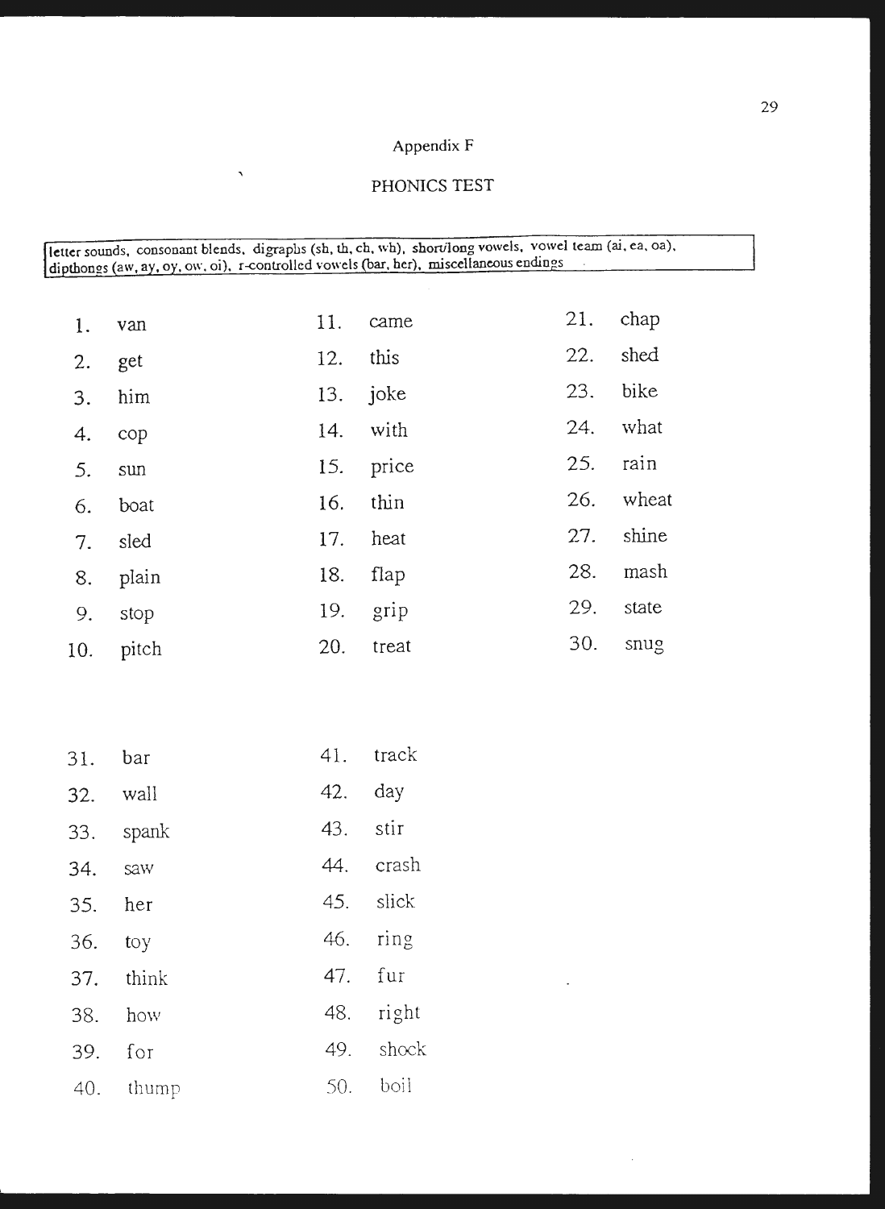Appendix F

## PHONICS TEST

letter sounds, consonant blends, digraphs (sh, th, ch, wh), short/long vowels, vowel team (ai, ea, oa), dipthongs (aw, ay, oy, ow, oi), r-controlled vowels (bar, her), miscellaneous endings

1. van
2. get
3. him
4. cop
5. sun
6. boat
7. sled
8. plain
9. stop
10. pitch
11. came
12. this
13. joke
14. with
15. price
16. thin
17. heat
18. flap
19. grip
20. treat
21. chap
22. shed
23. bike
24. what
25. rain
26. wheat
27. shine
28. mash
29. state
30. snug
31. bar
32. wall
33. spank
34. saw
35. her
36. toy
37. think
38. how
39. for
40. thump
41. track
42. day
43. stir
44. crash
45. slick
46. ring
47. fur
48. right
49. shock
50. boil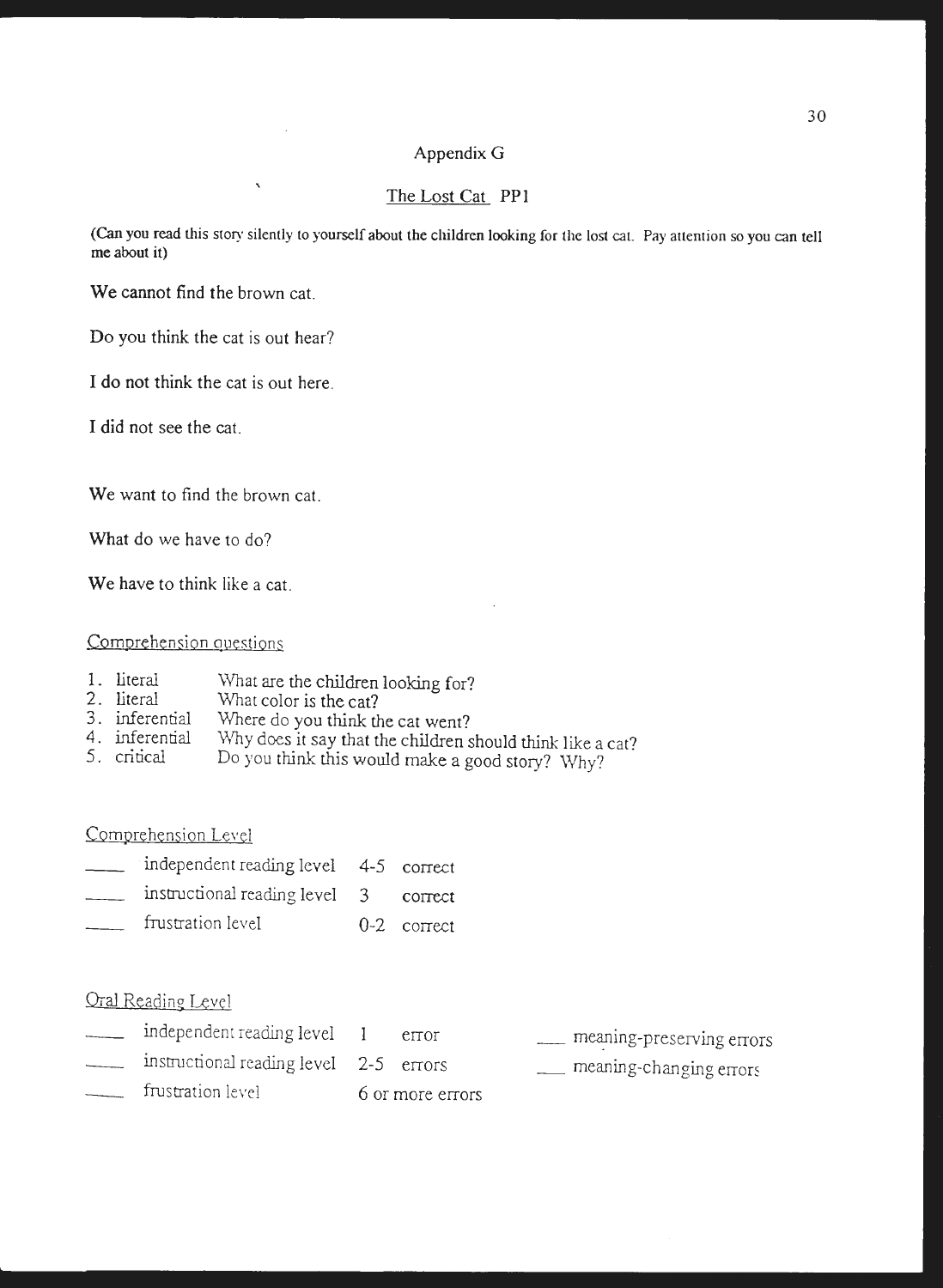# Appendix G

## The Lost Cat PP1

(Can you read this story silently to yourself about the children looking for the lost cat. Pay attention so you can tell me about it)

We cannot find the brown cat.

Do you think the cat is out hear?

I do not think the cat is out here.

I did not see the cat.

We want to find the brown cat.

What do we have to do?

We have to think like a cat.

Comprehension questions

1. literal — What are the children looking for?
2. literal — What color is the cat?
3. inferential — Where do you think the cat went?
4. inferential — Why does it say that the children should think like a cat?
5. critical — Do you think this would make a good story? Why?

Comprehension Level

\_\_\_\_ independent reading level 4-5 correct
\_\_\_\_ instructional reading level 3 correct
\_\_\_\_ frustration level 0-2 correct

Oral Reading Level

\_\_\_\_ independent reading level 1 error
\_\_\_\_ instructional reading level 2-5 errors
\_\_\_\_ frustration level 6 or more errors

\_\_\_ meaning-preserving errors
\_\_\_ meaning-changing errors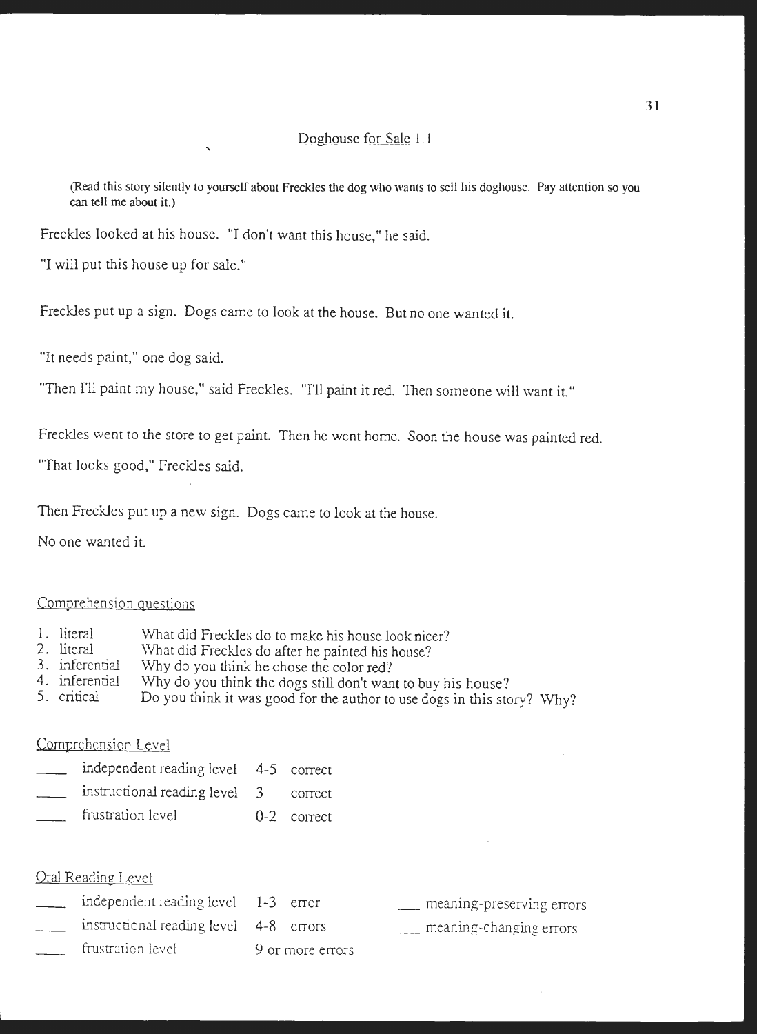## Doghouse for Sale 1.1

(Read this story silently to yourself about Freckles the dog who wants to sell his doghouse. Pay attention so you can tell me about it.)

Freckles looked at his house. "I don't want this house," he said.

"I will put this house up for sale."

Freckles put up a sign. Dogs came to look at the house. But no one wanted it.

"It needs paint," one dog said.

"Then I'll paint my house," said Freckles. "I'll paint it red. Then someone will want it."

Freckles went to the store to get paint. Then he went home. Soon the house was painted red.

"That looks good," Freckles said.

Then Freckles put up a new sign. Dogs came to look at the house.

No one wanted it.

### Comprehension questions

1. literal — What did Freckles do to make his house look nicer?
2. literal — What did Freckles do after he painted his house?
3. inferential — Why do you think he chose the color red?
4. inferential — Why do you think the dogs still don't want to buy his house?
5. critical — Do you think it was good for the author to use dogs in this story? Why?

### Comprehension Level

____ independent reading level 4-5 correct

____ instructional reading level 3 correct

____ frustration level 0-2 correct

### Oral Reading Level

____ independent reading level 1-3 error

____ instructional reading level 4-8 errors

____ frustration level 9 or more errors

___ meaning-preserving errors

___ meaning-changing errors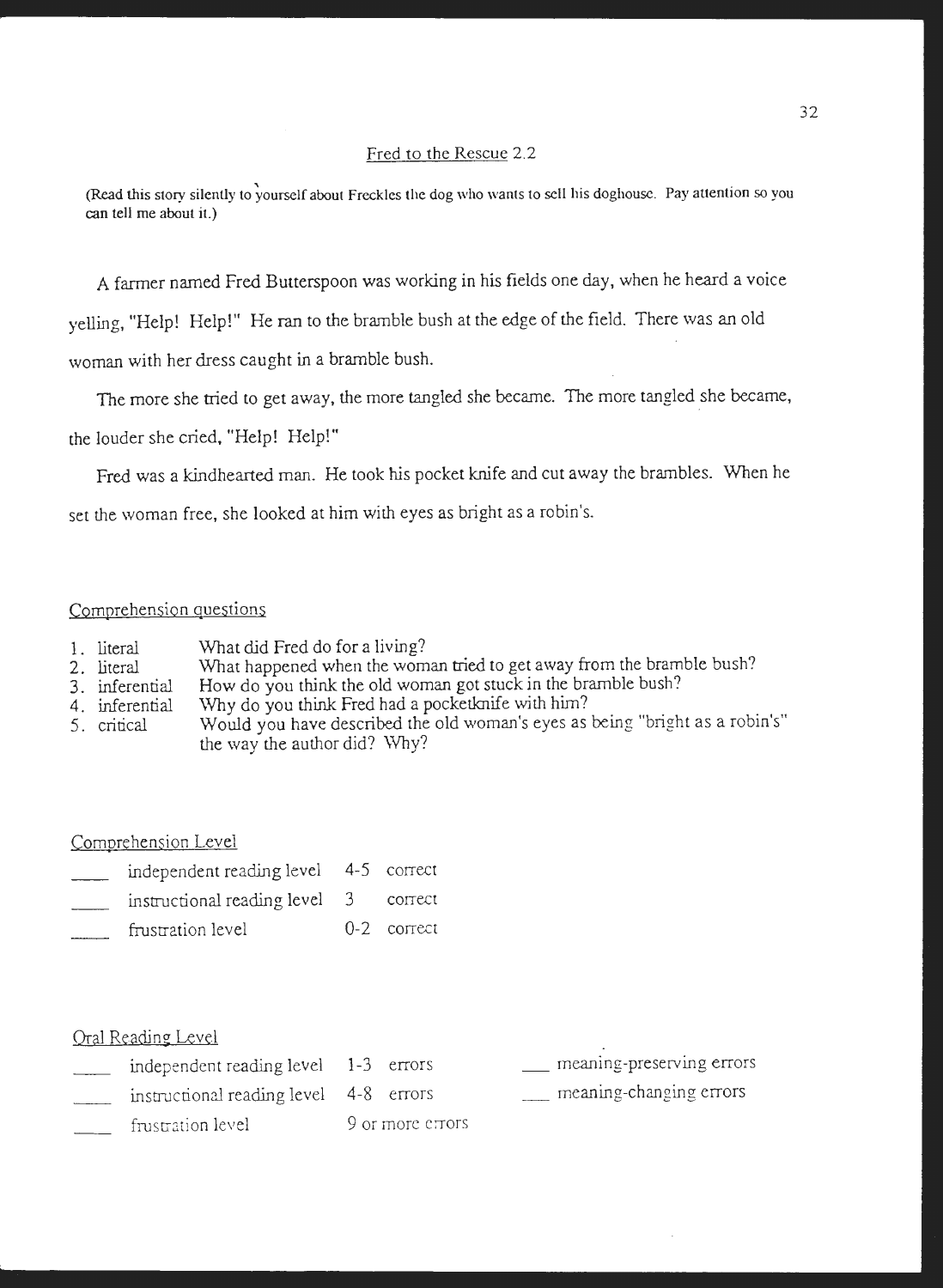## Fred to the Rescue 2.2

(Read this story silently to yourself about Freckles the dog who wants to sell his doghouse. Pay attention so you can tell me about it.)

A farmer named Fred Butterspoon was working in his fields one day, when he heard a voice yelling, "Help! Help!" He ran to the bramble bush at the edge of the field. There was an old woman with her dress caught in a bramble bush.

The more she tried to get away, the more tangled she became. The more tangled she became, the louder she cried, "Help! Help!"

Fred was a kindhearted man. He took his pocket knife and cut away the brambles. When he set the woman free, she looked at him with eyes as bright as a robin's.

### Comprehension questions

1. literal — What did Fred do for a living?
2. literal — What happened when the woman tried to get away from the bramble bush?
3. inferential — How do you think the old woman got stuck in the bramble bush?
4. inferential — Why do you think Fred had a pocketknife with him?
5. critical — Would you have described the old woman's eyes as being "bright as a robin's" the way the author did? Why?

### Comprehension Level

| | | | |
|---|---|---|---|
| ____ | independent reading level | 4-5 | correct |
| ____ | instructional reading level | 3 | correct |
| ____ | frustration level | 0-2 | correct |

### Oral Reading Level

| | | | | |
|---|---|---|---|---|
| ____ | independent reading level | 1-3 | errors | ___ meaning-preserving errors |
| ____ | instructional reading level | 4-8 | errors | ___ meaning-changing errors |
| ____ | frustration level | 9 or more errors | | |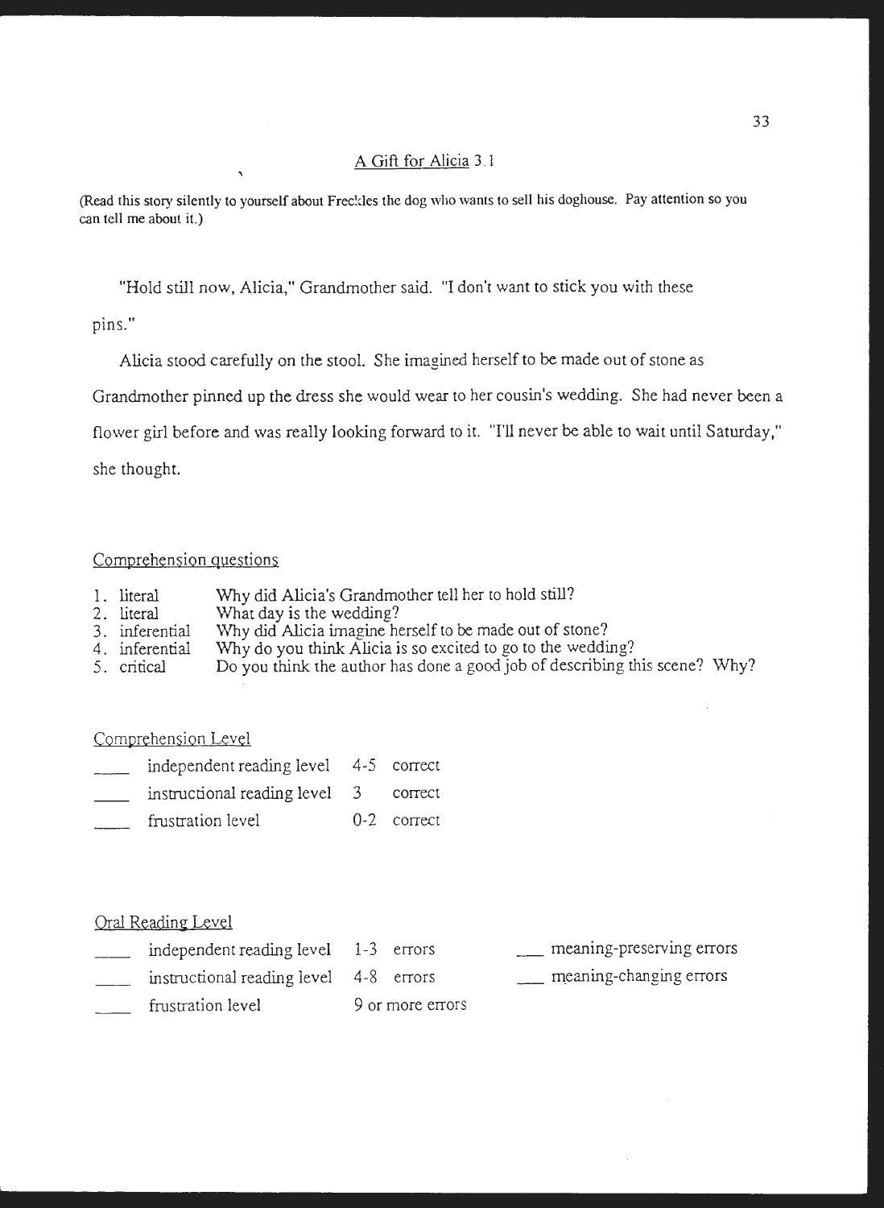## A Gift for Alicia 3.1

(Read this story silently to yourself about Freckles the dog who wants to sell his doghouse. Pay attention so you can tell me about it.)

"Hold still now, Alicia," Grandmother said. "I don't want to stick you with these pins."

Alicia stood carefully on the stool. She imagined herself to be made out of stone as Grandmother pinned up the dress she would wear to her cousin's wedding. She had never been a flower girl before and was really looking forward to it. "I'll never be able to wait until Saturday," she thought.

### Comprehension questions

1. literal — Why did Alicia's Grandmother tell her to hold still?
2. literal — What day is the wedding?
3. inferential — Why did Alicia imagine herself to be made out of stone?
4. inferential — Why do you think Alicia is so excited to go to the wedding?
5. critical — Do you think the author has done a good job of describing this scene? Why?

### Comprehension Level

____ independent reading level 4-5 correct

____ instructional reading level 3 correct

____ frustration level 0-2 correct

### Oral Reading Level

____ independent reading level 1-3 errors

____ instructional reading level 4-8 errors

____ frustration level 9 or more errors

___ meaning-preserving errors

___ meaning-changing errors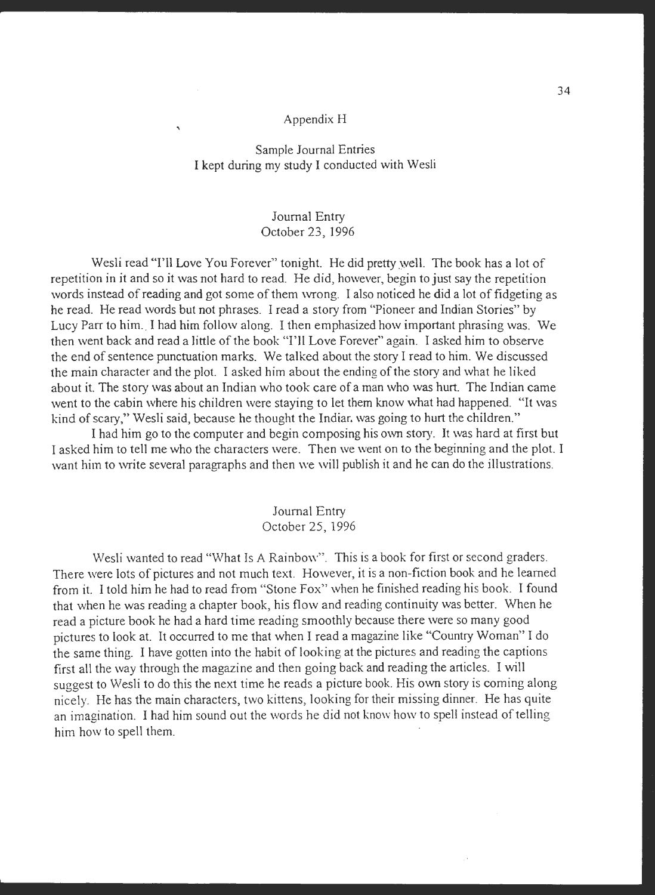# Appendix H

## Sample Journal Entries
## I kept during my study I conducted with Wesli

### Journal Entry
### October 23, 1996

Wesli read "I'll Love You Forever" tonight. He did pretty well. The book has a lot of repetition in it and so it was not hard to read. He did, however, begin to just say the repetition words instead of reading and got some of them wrong. I also noticed he did a lot of fidgeting as he read. He read words but not phrases. I read a story from "Pioneer and Indian Stories" by Lucy Parr to him. I had him follow along. I then emphasized how important phrasing was. We then went back and read a little of the book "I'll Love Forever" again. I asked him to observe the end of sentence punctuation marks. We talked about the story I read to him. We discussed the main character and the plot. I asked him about the ending of the story and what he liked about it. The story was about an Indian who took care of a man who was hurt. The Indian came went to the cabin where his children were staying to let them know what had happened. "It was kind of scary," Wesli said, because he thought the Indian was going to hurt the children."

I had him go to the computer and begin composing his own story. It was hard at first but I asked him to tell me who the characters were. Then we went on to the beginning and the plot. I want him to write several paragraphs and then we will publish it and he can do the illustrations.

### Journal Entry
### October 25, 1996

Wesli wanted to read "What Is A Rainbow". This is a book for first or second graders. There were lots of pictures and not much text. However, it is a non-fiction book and he learned from it. I told him he had to read from "Stone Fox" when he finished reading his book. I found that when he was reading a chapter book, his flow and reading continuity was better. When he read a picture book he had a hard time reading smoothly because there were so many good pictures to look at. It occurred to me that when I read a magazine like "Country Woman" I do the same thing. I have gotten into the habit of looking at the pictures and reading the captions first all the way through the magazine and then going back and reading the articles. I will suggest to Wesli to do this the next time he reads a picture book. His own story is coming along nicely. He has the main characters, two kittens, looking for their missing dinner. He has quite an imagination. I had him sound out the words he did not know how to spell instead of telling him how to spell them.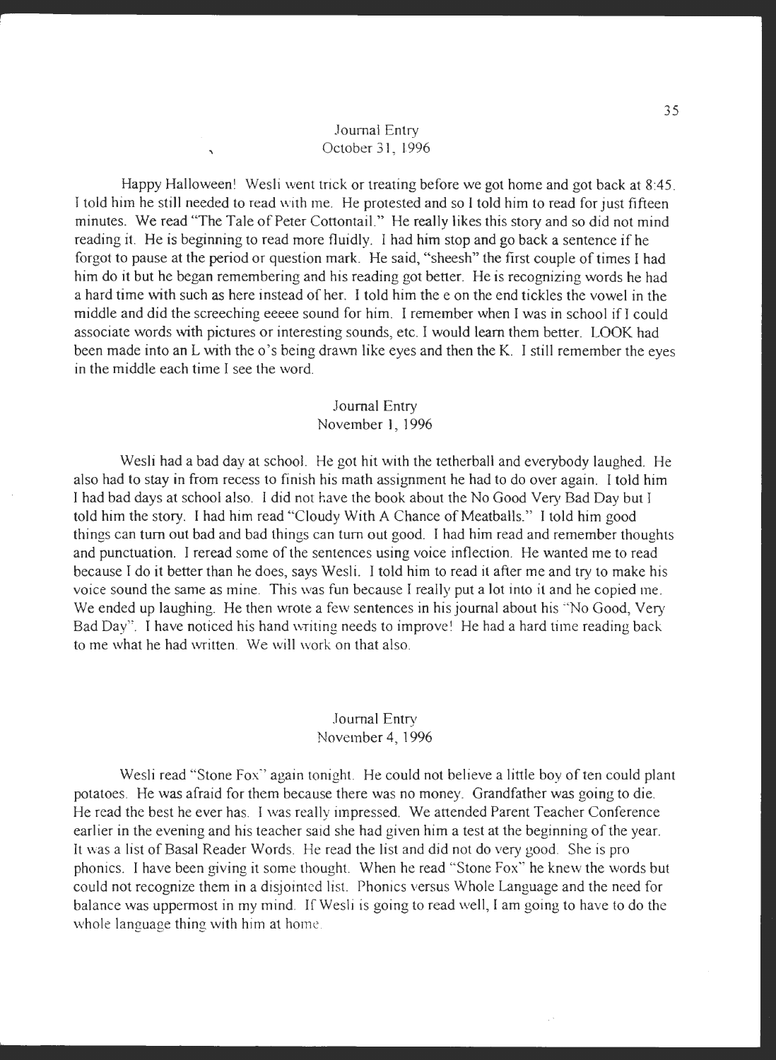### Journal Entry
### October 31, 1996

Happy Halloween! Wesli went trick or treating before we got home and got back at 8:45. I told him he still needed to read with me. He protested and so I told him to read for just fifteen minutes. We read "The Tale of Peter Cottontail." He really likes this story and so did not mind reading it. He is beginning to read more fluidly. I had him stop and go back a sentence if he forgot to pause at the period or question mark. He said, "sheesh" the first couple of times I had him do it but he began remembering and his reading got better. He is recognizing words he had a hard time with such as here instead of her. I told him the e on the end tickles the vowel in the middle and did the screeching eeeee sound for him. I remember when I was in school if I could associate words with pictures or interesting sounds, etc. I would learn them better. LOOK had been made into an L with the o's being drawn like eyes and then the K. I still remember the eyes in the middle each time I see the word.

### Journal Entry
### November 1, 1996

Wesli had a bad day at school. He got hit with the tetherball and everybody laughed. He also had to stay in from recess to finish his math assignment he had to do over again. I told him I had bad days at school also. I did not have the book about the No Good Very Bad Day but I told him the story. I had him read "Cloudy With A Chance of Meatballs." I told him good things can turn out bad and bad things can turn out good. I had him read and remember thoughts and punctuation. I reread some of the sentences using voice inflection. He wanted me to read because I do it better than he does, says Wesli. I told him to read it after me and try to make his voice sound the same as mine. This was fun because I really put a lot into it and he copied me. We ended up laughing. He then wrote a few sentences in his journal about his "No Good, Very Bad Day". I have noticed his hand writing needs to improve! He had a hard time reading back to me what he had written. We will work on that also.

### Journal Entry
### November 4, 1996

Wesli read "Stone Fox" again tonight. He could not believe a little boy of ten could plant potatoes. He was afraid for them because there was no money. Grandfather was going to die. He read the best he ever has. I was really impressed. We attended Parent Teacher Conference earlier in the evening and his teacher said she had given him a test at the beginning of the year. It was a list of Basal Reader Words. He read the list and did not do very good. She is pro phonics. I have been giving it some thought. When he read "Stone Fox" he knew the words but could not recognize them in a disjointed list. Phonics versus Whole Language and the need for balance was uppermost in my mind. If Wesli is going to read well, I am going to have to do the whole language thing with him at home.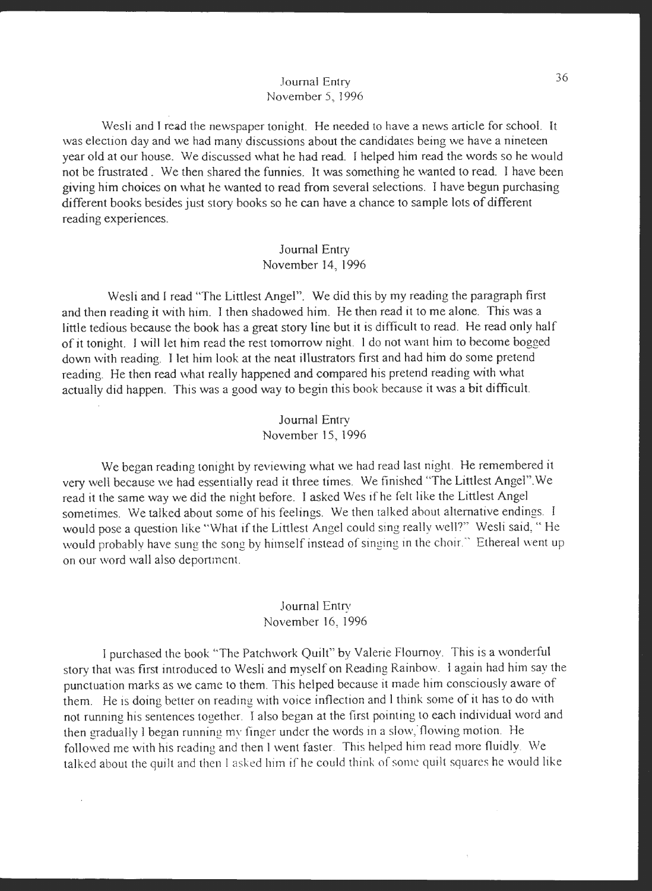Journal Entry
November 5, 1996

Wesli and I read the newspaper tonight. He needed to have a news article for school. It was election day and we had many discussions about the candidates being we have a nineteen year old at our house. We discussed what he had read. I helped him read the words so he would not be frustrated . We then shared the funnies. It was something he wanted to read. I have been giving him choices on what he wanted to read from several selections. I have begun purchasing different books besides just story books so he can have a chance to sample lots of different reading experiences.

Journal Entry
November 14, 1996

Wesli and I read "The Littlest Angel". We did this by my reading the paragraph first and then reading it with him. I then shadowed him. He then read it to me alone. This was a little tedious because the book has a great story line but it is difficult to read. He read only half of it tonight. I will let him read the rest tomorrow night. I do not want him to become bogged down with reading. I let him look at the neat illustrators first and had him do some pretend reading. He then read what really happened and compared his pretend reading with what actually did happen. This was a good way to begin this book because it was a bit difficult.

Journal Entry
November 15, 1996

We began reading tonight by reviewing what we had read last night. He remembered it very well because we had essentially read it three times. We finished "The Littlest Angel".We read it the same way we did the night before. I asked Wes if he felt like the Littlest Angel sometimes. We talked about some of his feelings. We then talked about alternative endings. I would pose a question like "What if the Littlest Angel could sing really well?" Wesli said, " He would probably have sung the song by himself instead of singing in the choir." Ethereal went up on our word wall also deportment.

Journal Entry
November 16, 1996

I purchased the book "The Patchwork Quilt" by Valerie Flournoy. This is a wonderful story that was first introduced to Wesli and myself on Reading Rainbow. I again had him say the punctuation marks as we came to them. This helped because it made him consciously aware of them. He is doing better on reading with voice inflection and I think some of it has to do with not running his sentences together. I also began at the first pointing to each individual word and then gradually I began running my finger under the words in a slow, flowing motion. He followed me with his reading and then I went faster. This helped him read more fluidly. We talked about the quilt and then I asked him if he could think of some quilt squares he would like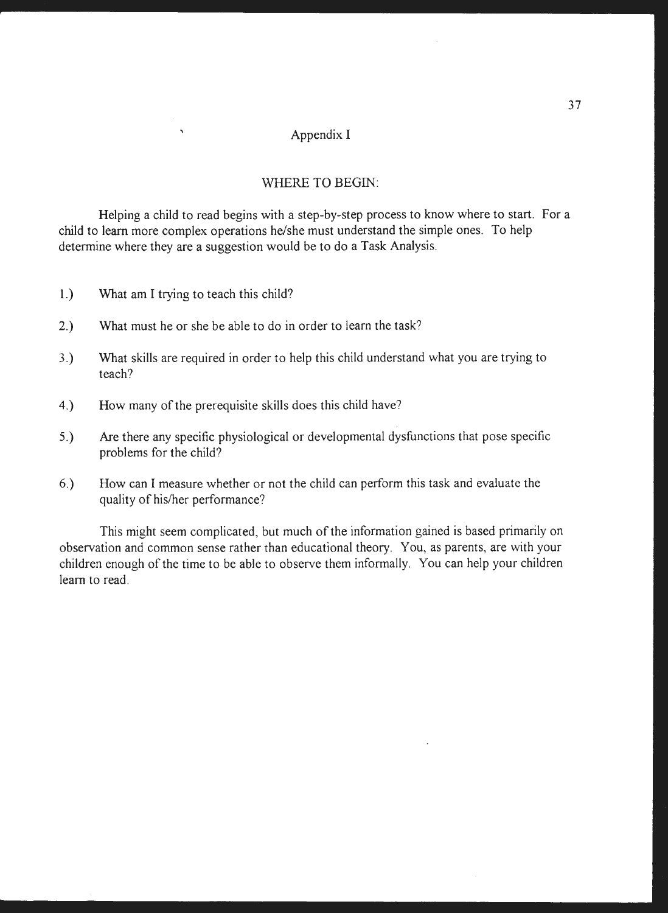# Appendix I

## WHERE TO BEGIN:

Helping a child to read begins with a step-by-step process to know where to start. For a child to learn more complex operations he/she must understand the simple ones. To help determine where they are a suggestion would be to do a Task Analysis.

1.) What am I trying to teach this child?

2.) What must he or she be able to do in order to learn the task?

3.) What skills are required in order to help this child understand what you are trying to teach?

4.) How many of the prerequisite skills does this child have?

5.) Are there any specific physiological or developmental dysfunctions that pose specific problems for the child?

6.) How can I measure whether or not the child can perform this task and evaluate the quality of his/her performance?

This might seem complicated, but much of the information gained is based primarily on observation and common sense rather than educational theory. You, as parents, are with your children enough of the time to be able to observe them informally. You can help your children learn to read.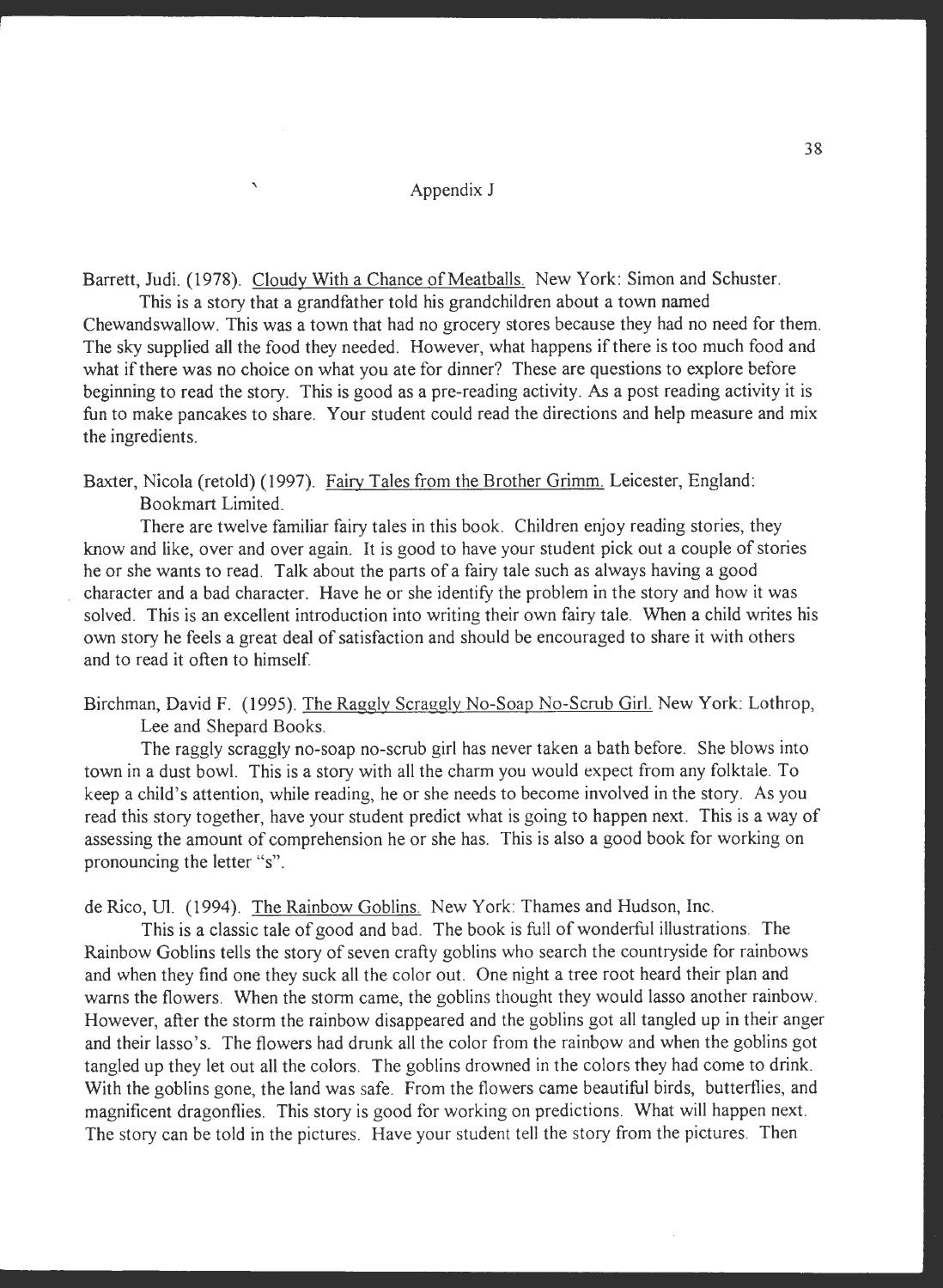## Appendix J

Barrett, Judi. (1978). Cloudy With a Chance of Meatballs. New York: Simon and Schuster.

This is a story that a grandfather told his grandchildren about a town named Chewandswallow. This was a town that had no grocery stores because they had no need for them. The sky supplied all the food they needed. However, what happens if there is too much food and what if there was no choice on what you ate for dinner? These are questions to explore before beginning to read the story. This is good as a pre-reading activity. As a post reading activity it is fun to make pancakes to share. Your student could read the directions and help measure and mix the ingredients.

Baxter, Nicola (retold) (1997). Fairy Tales from the Brother Grimm. Leicester, England: Bookmart Limited.

There are twelve familiar fairy tales in this book. Children enjoy reading stories, they know and like, over and over again. It is good to have your student pick out a couple of stories he or she wants to read. Talk about the parts of a fairy tale such as always having a good character and a bad character. Have he or she identify the problem in the story and how it was solved. This is an excellent introduction into writing their own fairy tale. When a child writes his own story he feels a great deal of satisfaction and should be encouraged to share it with others and to read it often to himself.

Birchman, David F. (1995). The Raggly Scraggly No-Soap No-Scrub Girl. New York: Lothrop, Lee and Shepard Books.

The raggly scraggly no-soap no-scrub girl has never taken a bath before. She blows into town in a dust bowl. This is a story with all the charm you would expect from any folktale. To keep a child's attention, while reading, he or she needs to become involved in the story. As you read this story together, have your student predict what is going to happen next. This is a way of assessing the amount of comprehension he or she has. This is also a good book for working on pronouncing the letter "s".

de Rico, Ul. (1994). The Rainbow Goblins. New York: Thames and Hudson, Inc.

This is a classic tale of good and bad. The book is full of wonderful illustrations. The Rainbow Goblins tells the story of seven crafty goblins who search the countryside for rainbows and when they find one they suck all the color out. One night a tree root heard their plan and warns the flowers. When the storm came, the goblins thought they would lasso another rainbow. However, after the storm the rainbow disappeared and the goblins got all tangled up in their anger and their lasso's. The flowers had drunk all the color from the rainbow and when the goblins got tangled up they let out all the colors. The goblins drowned in the colors they had come to drink. With the goblins gone, the land was safe. From the flowers came beautiful birds, butterflies, and magnificent dragonflies. This story is good for working on predictions. What will happen next. The story can be told in the pictures. Have your student tell the story from the pictures. Then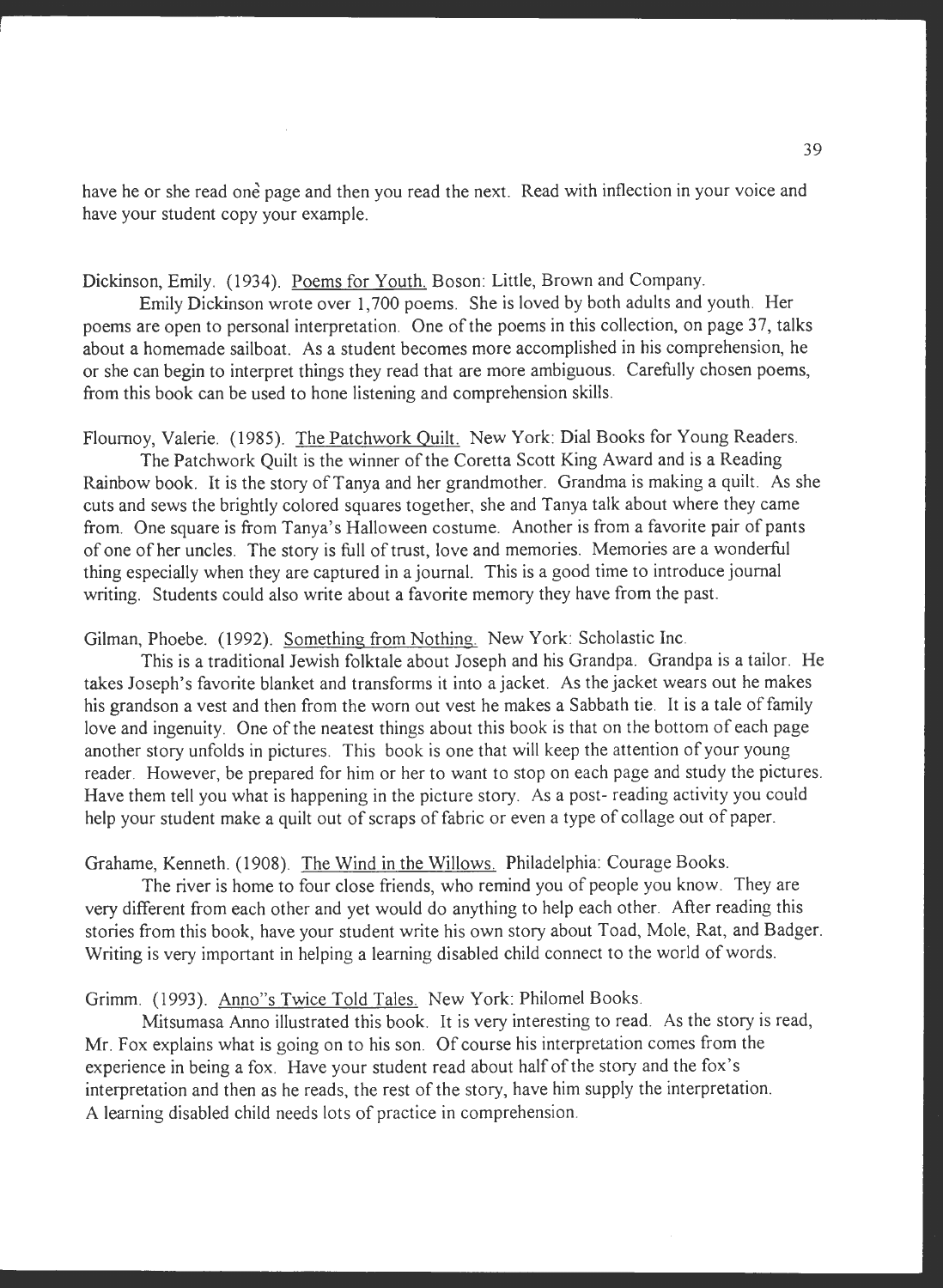have he or she read one page and then you read the next. Read with inflection in your voice and have your student copy your example.

Dickinson, Emily. (1934). Poems for Youth. Boson: Little, Brown and Company.

Emily Dickinson wrote over 1,700 poems. She is loved by both adults and youth. Her poems are open to personal interpretation. One of the poems in this collection, on page 37, talks about a homemade sailboat. As a student becomes more accomplished in his comprehension, he or she can begin to interpret things they read that are more ambiguous. Carefully chosen poems, from this book can be used to hone listening and comprehension skills.

Flournoy, Valerie. (1985). The Patchwork Quilt. New York: Dial Books for Young Readers.

The Patchwork Quilt is the winner of the Coretta Scott King Award and is a Reading Rainbow book. It is the story of Tanya and her grandmother. Grandma is making a quilt. As she cuts and sews the brightly colored squares together, she and Tanya talk about where they came from. One square is from Tanya's Halloween costume. Another is from a favorite pair of pants of one of her uncles. The story is full of trust, love and memories. Memories are a wonderful thing especially when they are captured in a journal. This is a good time to introduce journal writing. Students could also write about a favorite memory they have from the past.

Gilman, Phoebe. (1992). Something from Nothing. New York: Scholastic Inc.

This is a traditional Jewish folktale about Joseph and his Grandpa. Grandpa is a tailor. He takes Joseph's favorite blanket and transforms it into a jacket. As the jacket wears out he makes his grandson a vest and then from the worn out vest he makes a Sabbath tie. It is a tale of family love and ingenuity. One of the neatest things about this book is that on the bottom of each page another story unfolds in pictures. This book is one that will keep the attention of your young reader. However, be prepared for him or her to want to stop on each page and study the pictures. Have them tell you what is happening in the picture story. As a post- reading activity you could help your student make a quilt out of scraps of fabric or even a type of collage out of paper.

Grahame, Kenneth. (1908). The Wind in the Willows. Philadelphia: Courage Books.

The river is home to four close friends, who remind you of people you know. They are very different from each other and yet would do anything to help each other. After reading this stories from this book, have your student write his own story about Toad, Mole, Rat, and Badger. Writing is very important in helping a learning disabled child connect to the world of words.

Grimm. (1993). Anno"s Twice Told Tales. New York: Philomel Books.

Mitsumasa Anno illustrated this book. It is very interesting to read. As the story is read, Mr. Fox explains what is going on to his son. Of course his interpretation comes from the experience in being a fox. Have your student read about half of the story and the fox's interpretation and then as he reads, the rest of the story, have him supply the interpretation. A learning disabled child needs lots of practice in comprehension.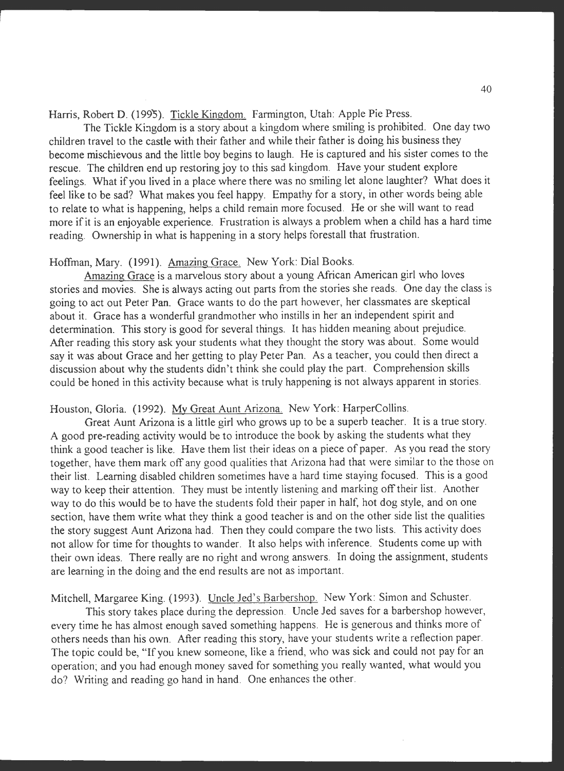Harris, Robert D. (1995). Tickle Kingdom. Farmington, Utah: Apple Pie Press.

The Tickle Kingdom is a story about a kingdom where smiling is prohibited. One day two children travel to the castle with their father and while their father is doing his business they become mischievous and the little boy begins to laugh. He is captured and his sister comes to the rescue. The children end up restoring joy to this sad kingdom. Have your student explore feelings. What if you lived in a place where there was no smiling let alone laughter? What does it feel like to be sad? What makes you feel happy. Empathy for a story, in other words being able to relate to what is happening, helps a child remain more focused. He or she will want to read more if it is an enjoyable experience. Frustration is always a problem when a child has a hard time reading. Ownership in what is happening in a story helps forestall that frustration.

Hoffman, Mary. (1991). Amazing Grace. New York: Dial Books.

Amazing Grace is a marvelous story about a young African American girl who loves stories and movies. She is always acting out parts from the stories she reads. One day the class is going to act out Peter Pan. Grace wants to do the part however, her classmates are skeptical about it. Grace has a wonderful grandmother who instills in her an independent spirit and determination. This story is good for several things. It has hidden meaning about prejudice. After reading this story ask your students what they thought the story was about. Some would say it was about Grace and her getting to play Peter Pan. As a teacher, you could then direct a discussion about why the students didn't think she could play the part. Comprehension skills could be honed in this activity because what is truly happening is not always apparent in stories.

Houston, Gloria. (1992). My Great Aunt Arizona. New York: HarperCollins.

Great Aunt Arizona is a little girl who grows up to be a superb teacher. It is a true story. A good pre-reading activity would be to introduce the book by asking the students what they think a good teacher is like. Have them list their ideas on a piece of paper. As you read the story together, have them mark off any good qualities that Arizona had that were similar to the those on their list. Learning disabled children sometimes have a hard time staying focused. This is a good way to keep their attention. They must be intently listening and marking off their list. Another way to do this would be to have the students fold their paper in half, hot dog style, and on one section, have them write what they think a good teacher is and on the other side list the qualities the story suggest Aunt Arizona had. Then they could compare the two lists. This activity does not allow for time for thoughts to wander. It also helps with inference. Students come up with their own ideas. There really are no right and wrong answers. In doing the assignment, students are learning in the doing and the end results are not as important.

Mitchell, Margaree King. (1993). Uncle Jed's Barbershop. New York: Simon and Schuster.

This story takes place during the depression. Uncle Jed saves for a barbershop however, every time he has almost enough saved something happens. He is generous and thinks more of others needs than his own. After reading this story, have your students write a reflection paper. The topic could be, "If you knew someone, like a friend, who was sick and could not pay for an operation; and you had enough money saved for something you really wanted, what would you do? Writing and reading go hand in hand. One enhances the other.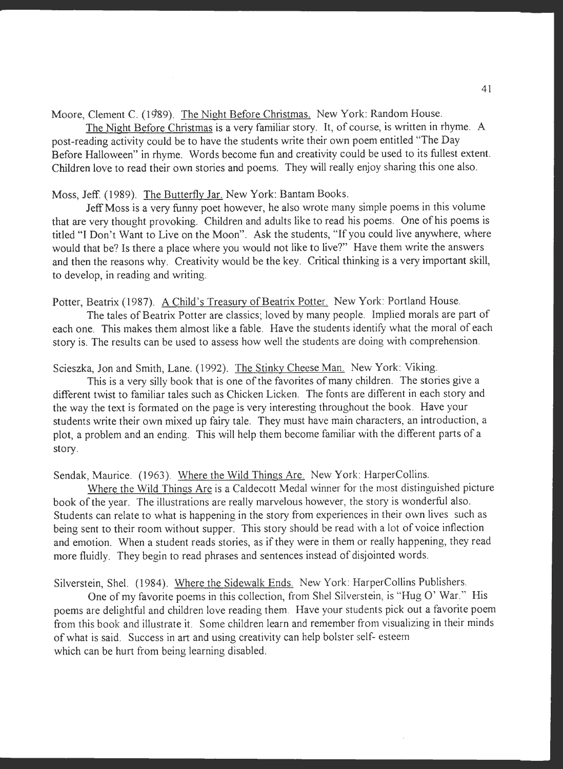Moore, Clement C. (1989). The Night Before Christmas. New York: Random House.

The Night Before Christmas is a very familiar story. It, of course, is written in rhyme. A post-reading activity could be to have the students write their own poem entitled "The Day Before Halloween" in rhyme. Words become fun and creativity could be used to its fullest extent. Children love to read their own stories and poems. They will really enjoy sharing this one also.

Moss, Jeff. (1989). The Butterfly Jar. New York: Bantam Books.

Jeff Moss is a very funny poet however, he also wrote many simple poems in this volume that are very thought provoking. Children and adults like to read his poems. One of his poems is titled "I Don't Want to Live on the Moon". Ask the students, "If you could live anywhere, where would that be? Is there a place where you would not like to live?" Have them write the answers and then the reasons why. Creativity would be the key. Critical thinking is a very important skill, to develop, in reading and writing.

Potter, Beatrix (1987). A Child's Treasury of Beatrix Potter. New York: Portland House.

The tales of Beatrix Potter are classics; loved by many people. Implied morals are part of each one. This makes them almost like a fable. Have the students identify what the moral of each story is. The results can be used to assess how well the students are doing with comprehension.

Scieszka, Jon and Smith, Lane. (1992). The Stinky Cheese Man. New York: Viking.

This is a very silly book that is one of the favorites of many children. The stories give a different twist to familiar tales such as Chicken Licken. The fonts are different in each story and the way the text is formated on the page is very interesting throughout the book. Have your students write their own mixed up fairy tale. They must have main characters, an introduction, a plot, a problem and an ending. This will help them become familiar with the different parts of a story.

Sendak, Maurice. (1963). Where the Wild Things Are. New York: HarperCollins.

Where the Wild Things Are is a Caldecott Medal winner for the most distinguished picture book of the year. The illustrations are really marvelous however, the story is wonderful also. Students can relate to what is happening in the story from experiences in their own lives such as being sent to their room without supper. This story should be read with a lot of voice inflection and emotion. When a student reads stories, as if they were in them or really happening, they read more fluidly. They begin to read phrases and sentences instead of disjointed words.

Silverstein, Shel. (1984). Where the Sidewalk Ends. New York: HarperCollins Publishers.

One of my favorite poems in this collection, from Shel Silverstein, is "Hug O' War." His poems are delightful and children love reading them. Have your students pick out a favorite poem from this book and illustrate it. Some children learn and remember from visualizing in their minds of what is said. Success in art and using creativity can help bolster self- esteem which can be hurt from being learning disabled.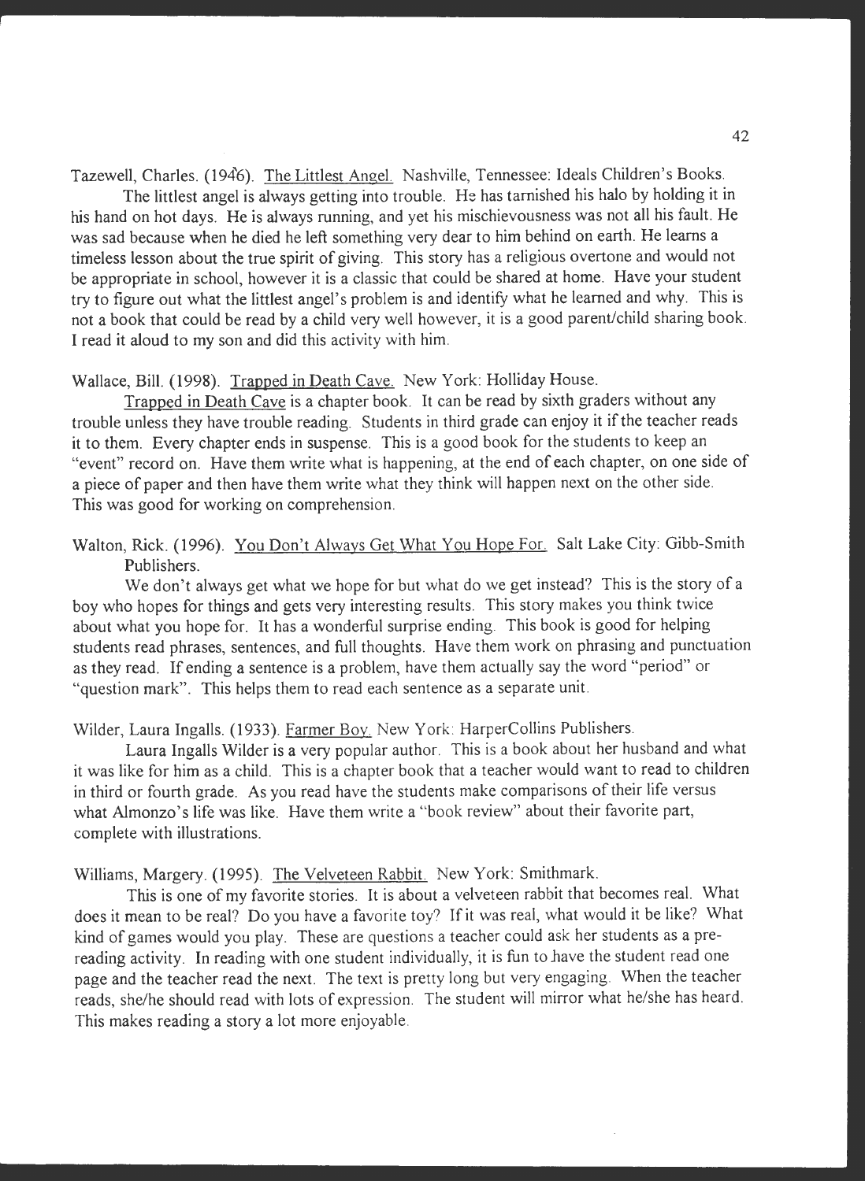Tazewell, Charles. (1946). The Littlest Angel. Nashville, Tennessee: Ideals Children's Books.

The littlest angel is always getting into trouble. He has tarnished his halo by holding it in his hand on hot days. He is always running, and yet his mischievousness was not all his fault. He was sad because when he died he left something very dear to him behind on earth. He learns a timeless lesson about the true spirit of giving. This story has a religious overtone and would not be appropriate in school, however it is a classic that could be shared at home. Have your student try to figure out what the littlest angel's problem is and identify what he learned and why. This is not a book that could be read by a child very well however, it is a good parent/child sharing book. I read it aloud to my son and did this activity with him.

Wallace, Bill. (1998). Trapped in Death Cave. New York: Holliday House.

Trapped in Death Cave is a chapter book. It can be read by sixth graders without any trouble unless they have trouble reading. Students in third grade can enjoy it if the teacher reads it to them. Every chapter ends in suspense. This is a good book for the students to keep an "event" record on. Have them write what is happening, at the end of each chapter, on one side of a piece of paper and then have them write what they think will happen next on the other side. This was good for working on comprehension.

Walton, Rick. (1996). You Don't Always Get What You Hope For. Salt Lake City: Gibb-Smith Publishers.

We don't always get what we hope for but what do we get instead? This is the story of a boy who hopes for things and gets very interesting results. This story makes you think twice about what you hope for. It has a wonderful surprise ending. This book is good for helping students read phrases, sentences, and full thoughts. Have them work on phrasing and punctuation as they read. If ending a sentence is a problem, have them actually say the word "period" or "question mark". This helps them to read each sentence as a separate unit.

Wilder, Laura Ingalls. (1933). Farmer Boy. New York: HarperCollins Publishers.

Laura Ingalls Wilder is a very popular author. This is a book about her husband and what it was like for him as a child. This is a chapter book that a teacher would want to read to children in third or fourth grade. As you read have the students make comparisons of their life versus what Almonzo's life was like. Have them write a "book review" about their favorite part, complete with illustrations.

Williams, Margery. (1995). The Velveteen Rabbit. New York: Smithmark.

This is one of my favorite stories. It is about a velveteen rabbit that becomes real. What does it mean to be real? Do you have a favorite toy? If it was real, what would it be like? What kind of games would you play. These are questions a teacher could ask her students as a pre-reading activity. In reading with one student individually, it is fun to have the student read one page and the teacher read the next. The text is pretty long but very engaging. When the teacher reads, she/he should read with lots of expression. The student will mirror what he/she has heard. This makes reading a story a lot more enjoyable.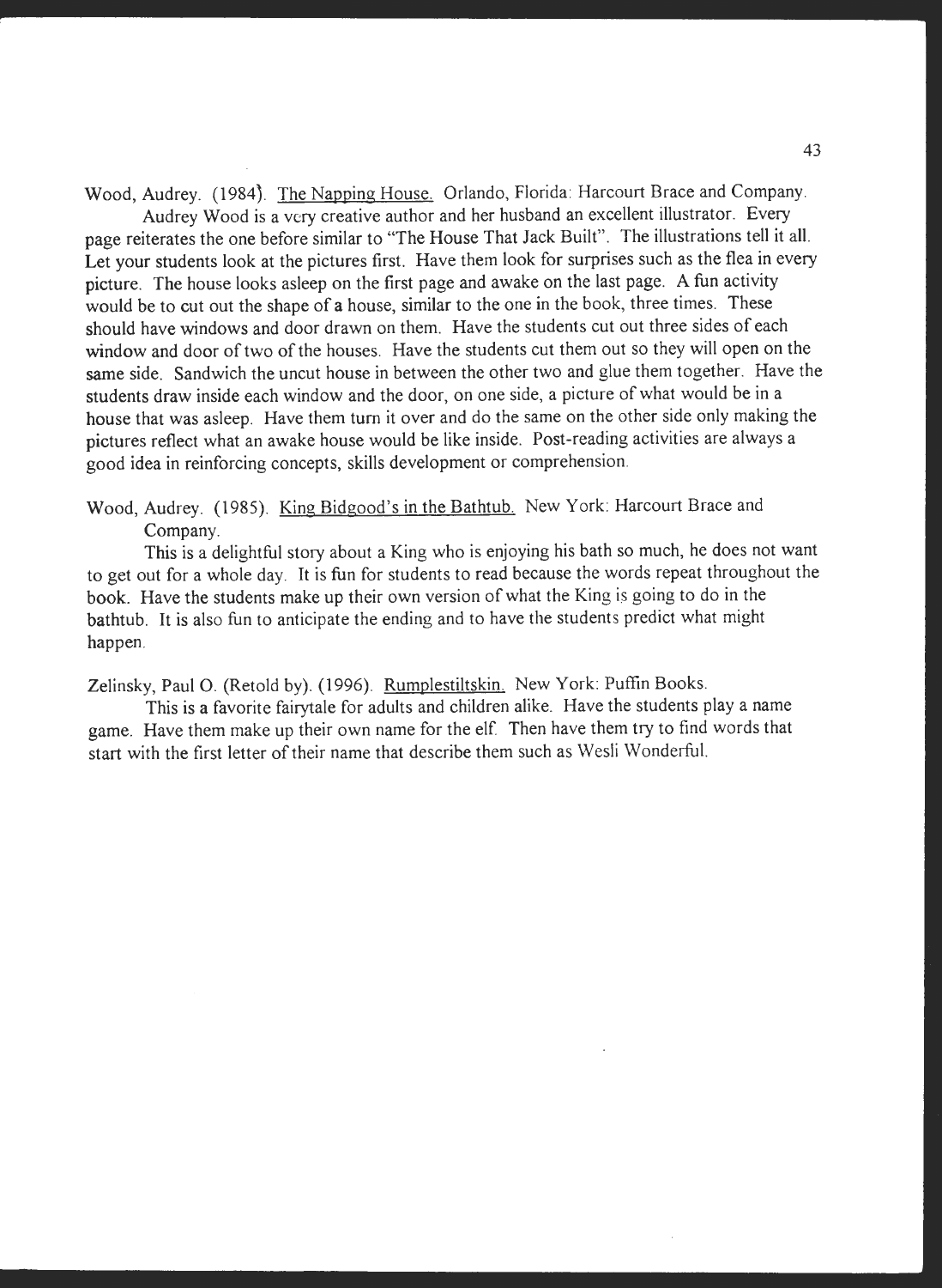Wood, Audrey. (1984). The Napping House. Orlando, Florida: Harcourt Brace and Company.

Audrey Wood is a very creative author and her husband an excellent illustrator. Every page reiterates the one before similar to "The House That Jack Built". The illustrations tell it all. Let your students look at the pictures first. Have them look for surprises such as the flea in every picture. The house looks asleep on the first page and awake on the last page. A fun activity would be to cut out the shape of a house, similar to the one in the book, three times. These should have windows and door drawn on them. Have the students cut out three sides of each window and door of two of the houses. Have the students cut them out so they will open on the same side. Sandwich the uncut house in between the other two and glue them together. Have the students draw inside each window and the door, on one side, a picture of what would be in a house that was asleep. Have them turn it over and do the same on the other side only making the pictures reflect what an awake house would be like inside. Post-reading activities are always a good idea in reinforcing concepts, skills development or comprehension.

Wood, Audrey. (1985). King Bidgood's in the Bathtub. New York: Harcourt Brace and Company.

This is a delightful story about a King who is enjoying his bath so much, he does not want to get out for a whole day. It is fun for students to read because the words repeat throughout the book. Have the students make up their own version of what the King is going to do in the bathtub. It is also fun to anticipate the ending and to have the students predict what might happen.

Zelinsky, Paul O. (Retold by). (1996). Rumplestiltskin. New York: Puffin Books.

This is a favorite fairytale for adults and children alike. Have the students play a name game. Have them make up their own name for the elf. Then have them try to find words that start with the first letter of their name that describe them such as Wesli Wonderful.